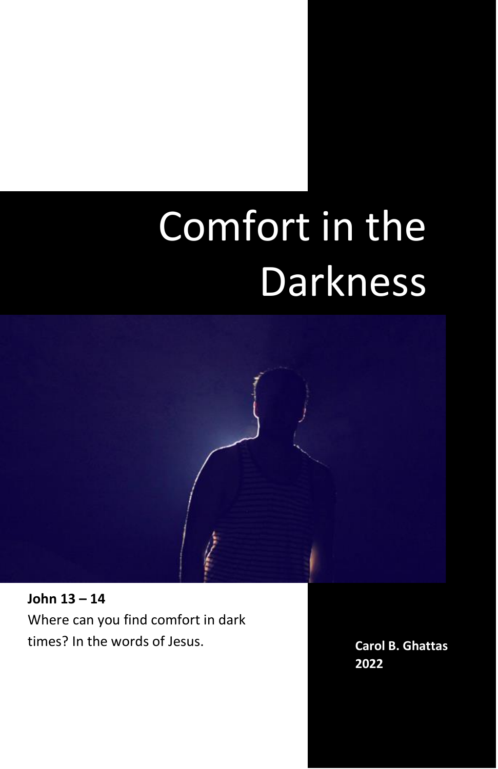# Comfort in the Darkness

**John 13 – 14**

Where can you find comfort in dark times? In the words of Jesus.

**Carol B. Ghattas**
**2022**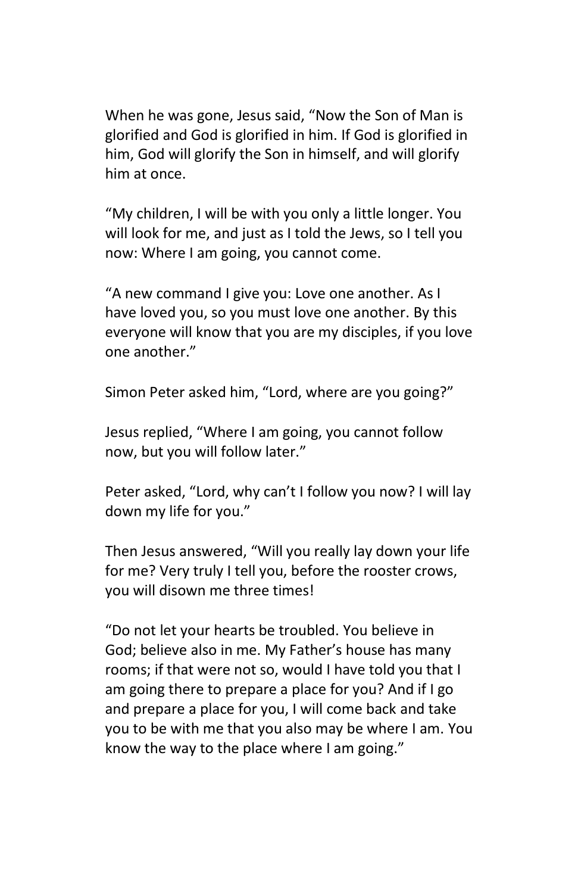When he was gone, Jesus said, "Now the Son of Man is glorified and God is glorified in him. If God is glorified in him, God will glorify the Son in himself, and will glorify him at once.

"My children, I will be with you only a little longer. You will look for me, and just as I told the Jews, so I tell you now: Where I am going, you cannot come.

"A new command I give you: Love one another. As I have loved you, so you must love one another. By this everyone will know that you are my disciples, if you love one another."

Simon Peter asked him, "Lord, where are you going?"

Jesus replied, "Where I am going, you cannot follow now, but you will follow later."

Peter asked, "Lord, why can't I follow you now? I will lay down my life for you."

Then Jesus answered, "Will you really lay down your life for me? Very truly I tell you, before the rooster crows, you will disown me three times!

"Do not let your hearts be troubled. You believe in God; believe also in me. My Father's house has many rooms; if that were not so, would I have told you that I am going there to prepare a place for you? And if I go and prepare a place for you, I will come back and take you to be with me that you also may be where I am. You know the way to the place where I am going."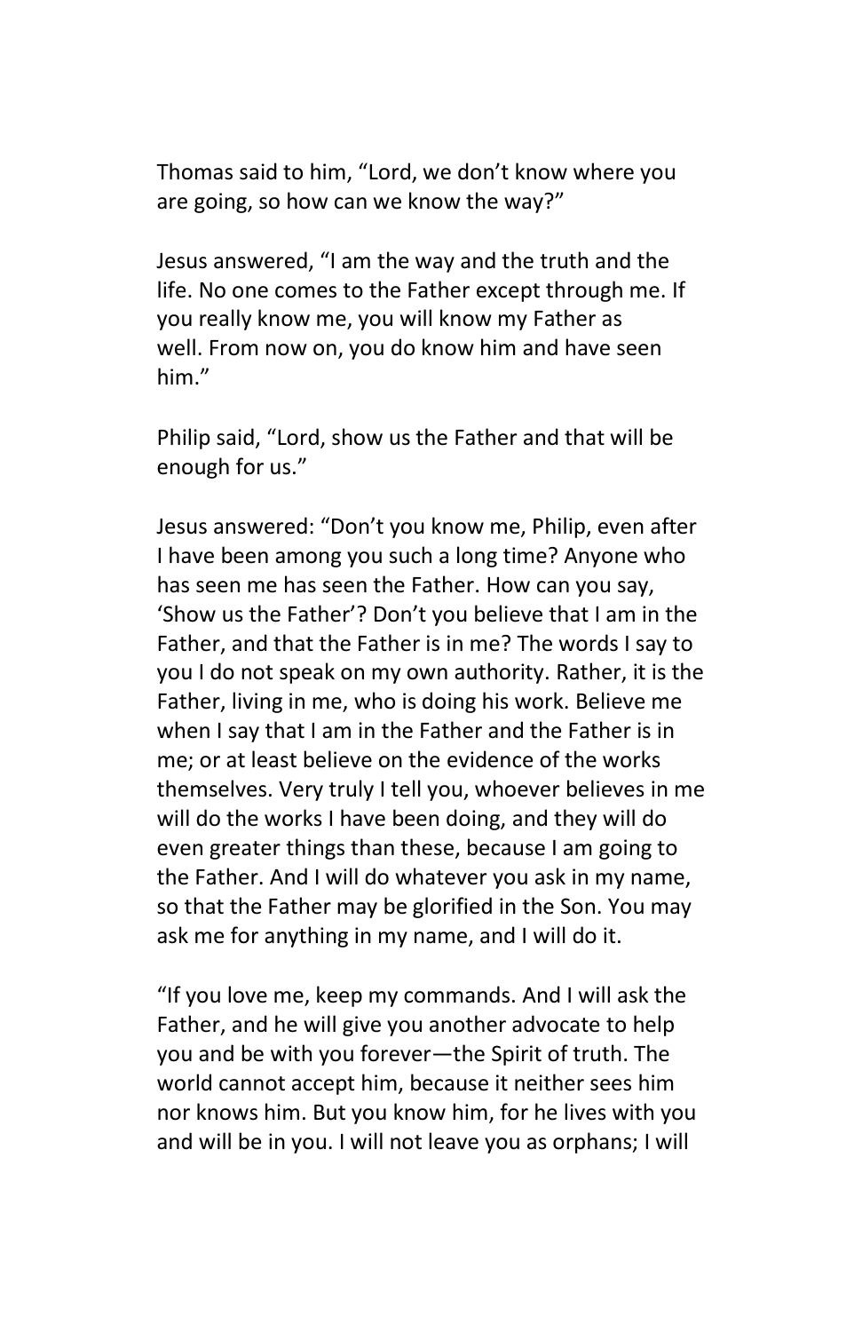Thomas said to him, “Lord, we don’t know where you are going, so how can we know the way?”

Jesus answered, “I am the way and the truth and the life. No one comes to the Father except through me. If you really know me, you will know my Father as well. From now on, you do know him and have seen him.”

Philip said, “Lord, show us the Father and that will be enough for us.”

Jesus answered: “Don’t you know me, Philip, even after I have been among you such a long time? Anyone who has seen me has seen the Father. How can you say, ‘Show us the Father’? Don’t you believe that I am in the Father, and that the Father is in me? The words I say to you I do not speak on my own authority. Rather, it is the Father, living in me, who is doing his work. Believe me when I say that I am in the Father and the Father is in me; or at least believe on the evidence of the works themselves. Very truly I tell you, whoever believes in me will do the works I have been doing, and they will do even greater things than these, because I am going to the Father. And I will do whatever you ask in my name, so that the Father may be glorified in the Son. You may ask me for anything in my name, and I will do it.

“If you love me, keep my commands. And I will ask the Father, and he will give you another advocate to help you and be with you forever—the Spirit of truth. The world cannot accept him, because it neither sees him nor knows him. But you know him, for he lives with you and will be in you. I will not leave you as orphans; I will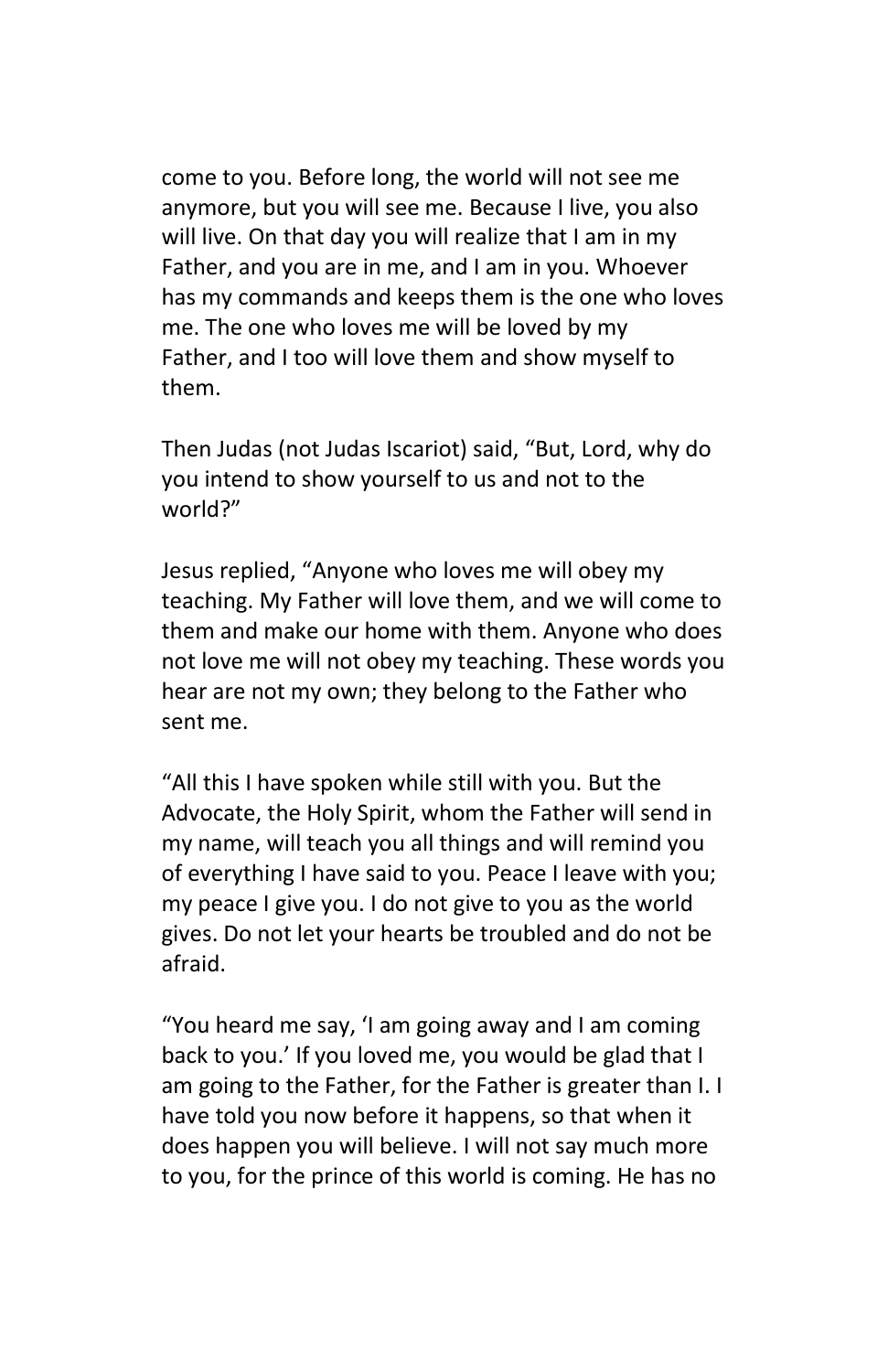come to you. Before long, the world will not see me anymore, but you will see me. Because I live, you also will live. On that day you will realize that I am in my Father, and you are in me, and I am in you. Whoever has my commands and keeps them is the one who loves me. The one who loves me will be loved by my Father, and I too will love them and show myself to them.

Then Judas (not Judas Iscariot) said, “But, Lord, why do you intend to show yourself to us and not to the world?”

Jesus replied, “Anyone who loves me will obey my teaching. My Father will love them, and we will come to them and make our home with them. Anyone who does not love me will not obey my teaching. These words you hear are not my own; they belong to the Father who sent me.

“All this I have spoken while still with you. But the Advocate, the Holy Spirit, whom the Father will send in my name, will teach you all things and will remind you of everything I have said to you. Peace I leave with you; my peace I give you. I do not give to you as the world gives. Do not let your hearts be troubled and do not be afraid.

“You heard me say, ‘I am going away and I am coming back to you.’ If you loved me, you would be glad that I am going to the Father, for the Father is greater than I. I have told you now before it happens, so that when it does happen you will believe. I will not say much more to you, for the prince of this world is coming. He has no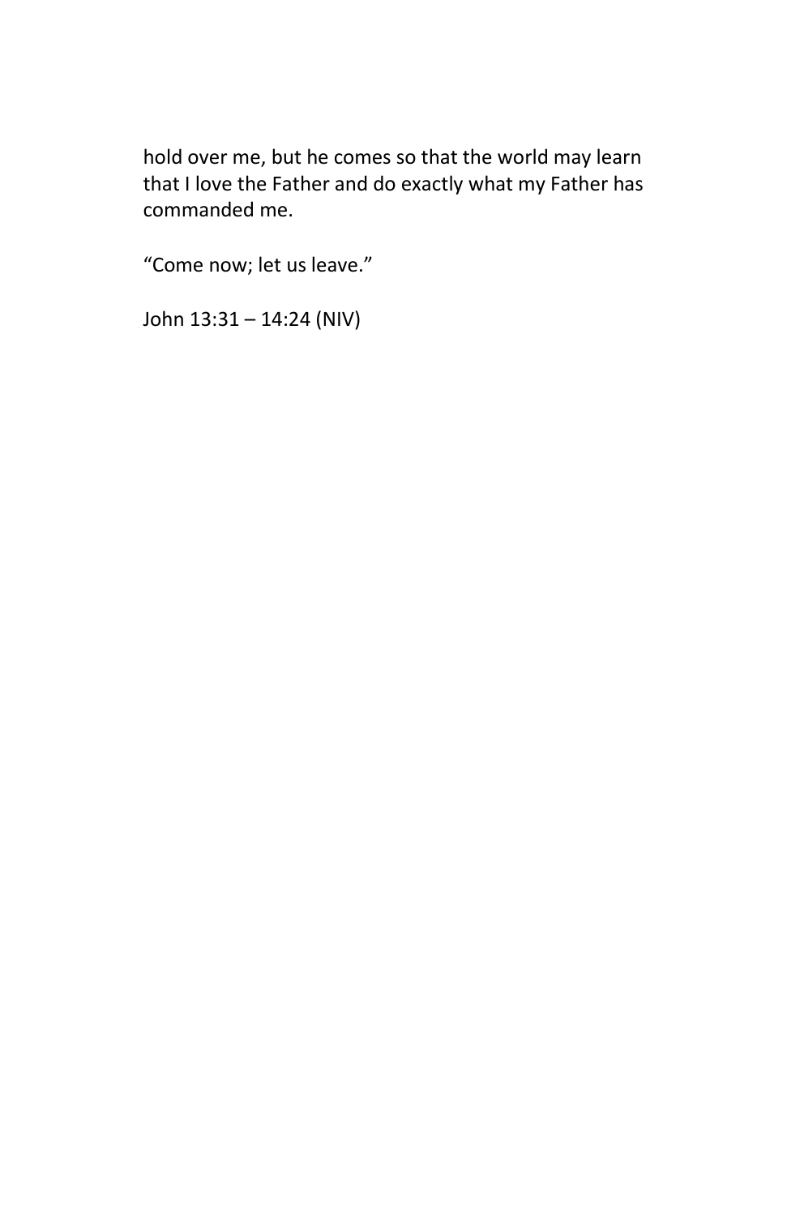hold over me, but he comes so that the world may learn that I love the Father and do exactly what my Father has commanded me.

“Come now; let us leave.”

John 13:31 – 14:24 (NIV)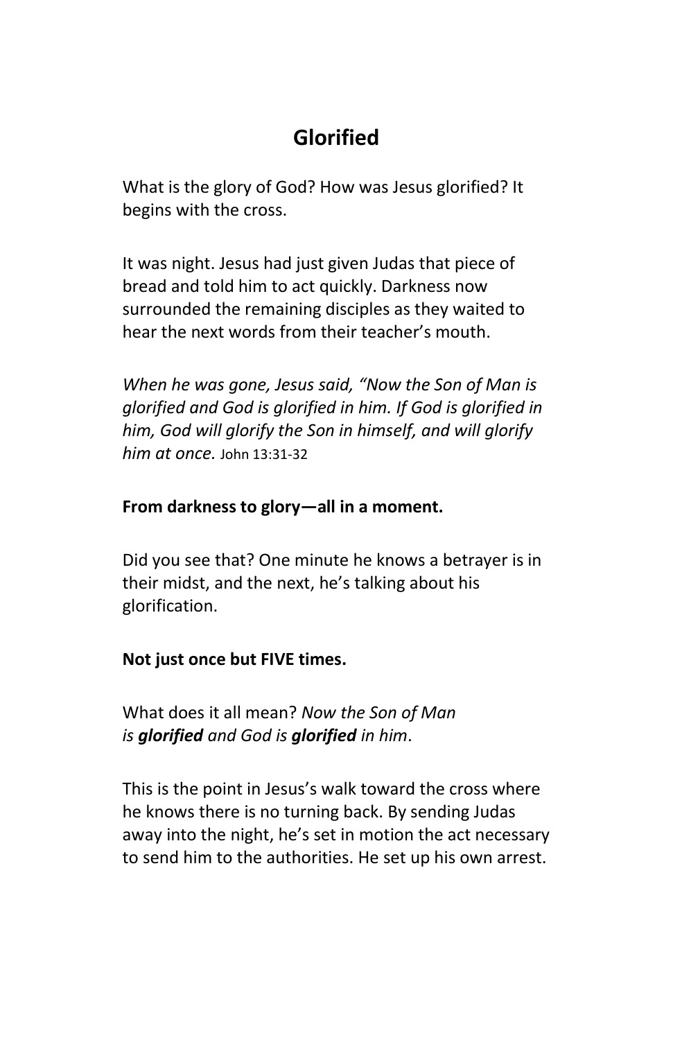# Glorified

What is the glory of God? How was Jesus glorified? It begins with the cross.

It was night. Jesus had just given Judas that piece of bread and told him to act quickly. Darkness now surrounded the remaining disciples as they waited to hear the next words from their teacher's mouth.

*When he was gone, Jesus said, "Now the Son of Man is glorified and God is glorified in him. If God is glorified in him, God will glorify the Son in himself, and will glorify him at once.* John 13:31-32

**From darkness to glory—all in a moment.**

Did you see that? One minute he knows a betrayer is in their midst, and the next, he's talking about his glorification.

**Not just once but FIVE times.**

What does it all mean? *Now the Son of Man is* ***glorified*** *and God is* ***glorified*** *in him*.

This is the point in Jesus's walk toward the cross where he knows there is no turning back. By sending Judas away into the night, he's set in motion the act necessary to send him to the authorities. He set up his own arrest.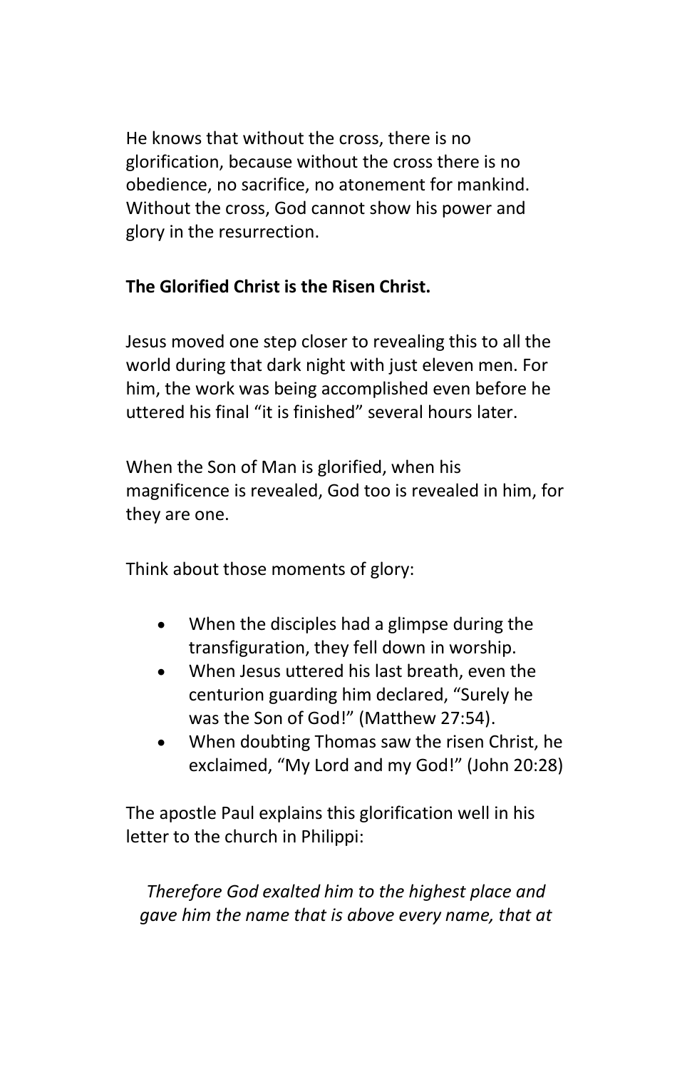He knows that without the cross, there is no glorification, because without the cross there is no obedience, no sacrifice, no atonement for mankind. Without the cross, God cannot show his power and glory in the resurrection.

**The Glorified Christ is the Risen Christ.**

Jesus moved one step closer to revealing this to all the world during that dark night with just eleven men. For him, the work was being accomplished even before he uttered his final "it is finished" several hours later.

When the Son of Man is glorified, when his magnificence is revealed, God too is revealed in him, for they are one.

Think about those moments of glory:

- When the disciples had a glimpse during the transfiguration, they fell down in worship.
- When Jesus uttered his last breath, even the centurion guarding him declared, "Surely he was the Son of God!" (Matthew 27:54).
- When doubting Thomas saw the risen Christ, he exclaimed, "My Lord and my God!" (John 20:28)

The apostle Paul explains this glorification well in his letter to the church in Philippi:

*Therefore God exalted him to the highest place and gave him the name that is above every name, that at*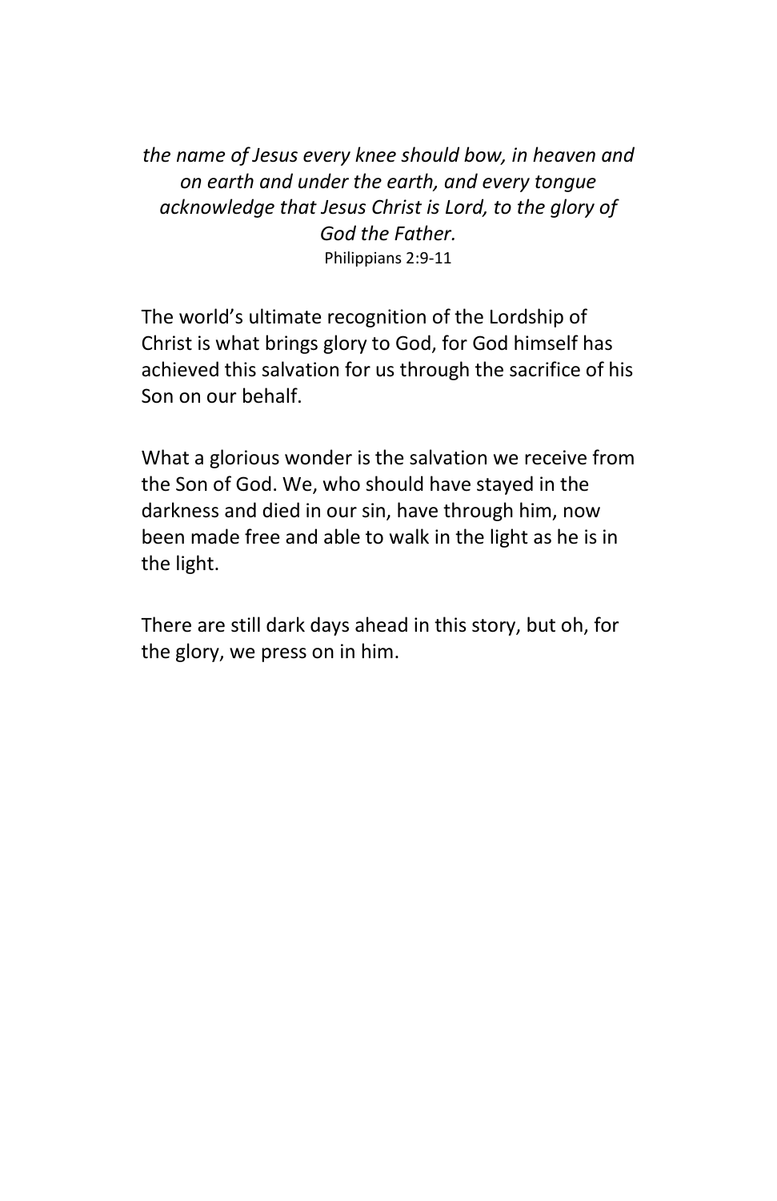*the name of Jesus every knee should bow, in heaven and on earth and under the earth, and every tongue acknowledge that Jesus Christ is Lord, to the glory of God the Father.*
Philippians 2:9-11

The world's ultimate recognition of the Lordship of Christ is what brings glory to God, for God himself has achieved this salvation for us through the sacrifice of his Son on our behalf.

What a glorious wonder is the salvation we receive from the Son of God. We, who should have stayed in the darkness and died in our sin, have through him, now been made free and able to walk in the light as he is in the light.

There are still dark days ahead in this story, but oh, for the glory, we press on in him.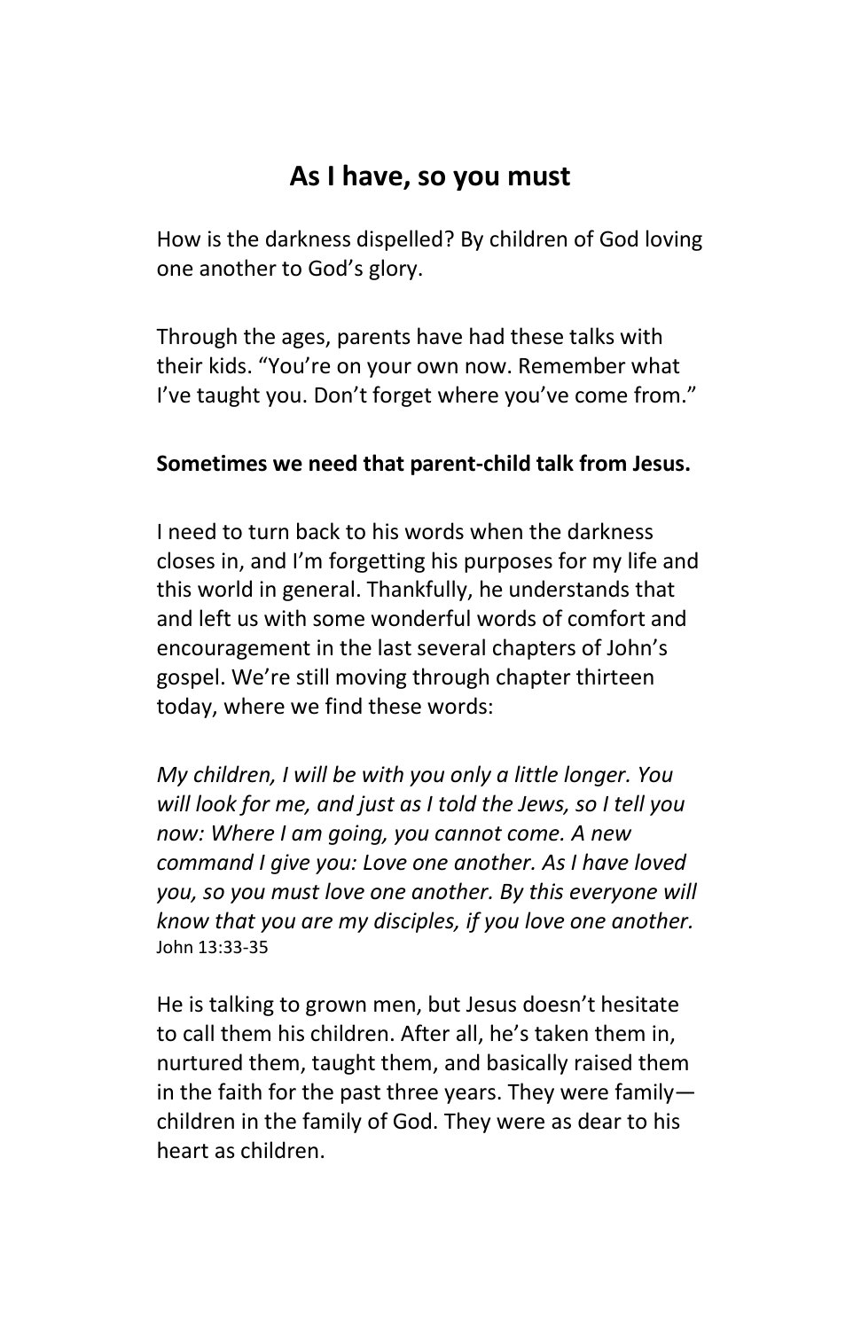## As I have, so you must

How is the darkness dispelled? By children of God loving one another to God's glory.

Through the ages, parents have had these talks with their kids. "You're on your own now. Remember what I've taught you. Don't forget where you've come from."

**Sometimes we need that parent-child talk from Jesus.**

I need to turn back to his words when the darkness closes in, and I'm forgetting his purposes for my life and this world in general. Thankfully, he understands that and left us with some wonderful words of comfort and encouragement in the last several chapters of John's gospel. We're still moving through chapter thirteen today, where we find these words:

*My children, I will be with you only a little longer. You will look for me, and just as I told the Jews, so I tell you now: Where I am going, you cannot come. A new command I give you: Love one another. As I have loved you, so you must love one another. By this everyone will know that you are my disciples, if you love one another.* John 13:33-35

He is talking to grown men, but Jesus doesn't hesitate to call them his children. After all, he's taken them in, nurtured them, taught them, and basically raised them in the faith for the past three years. They were family—children in the family of God. They were as dear to his heart as children.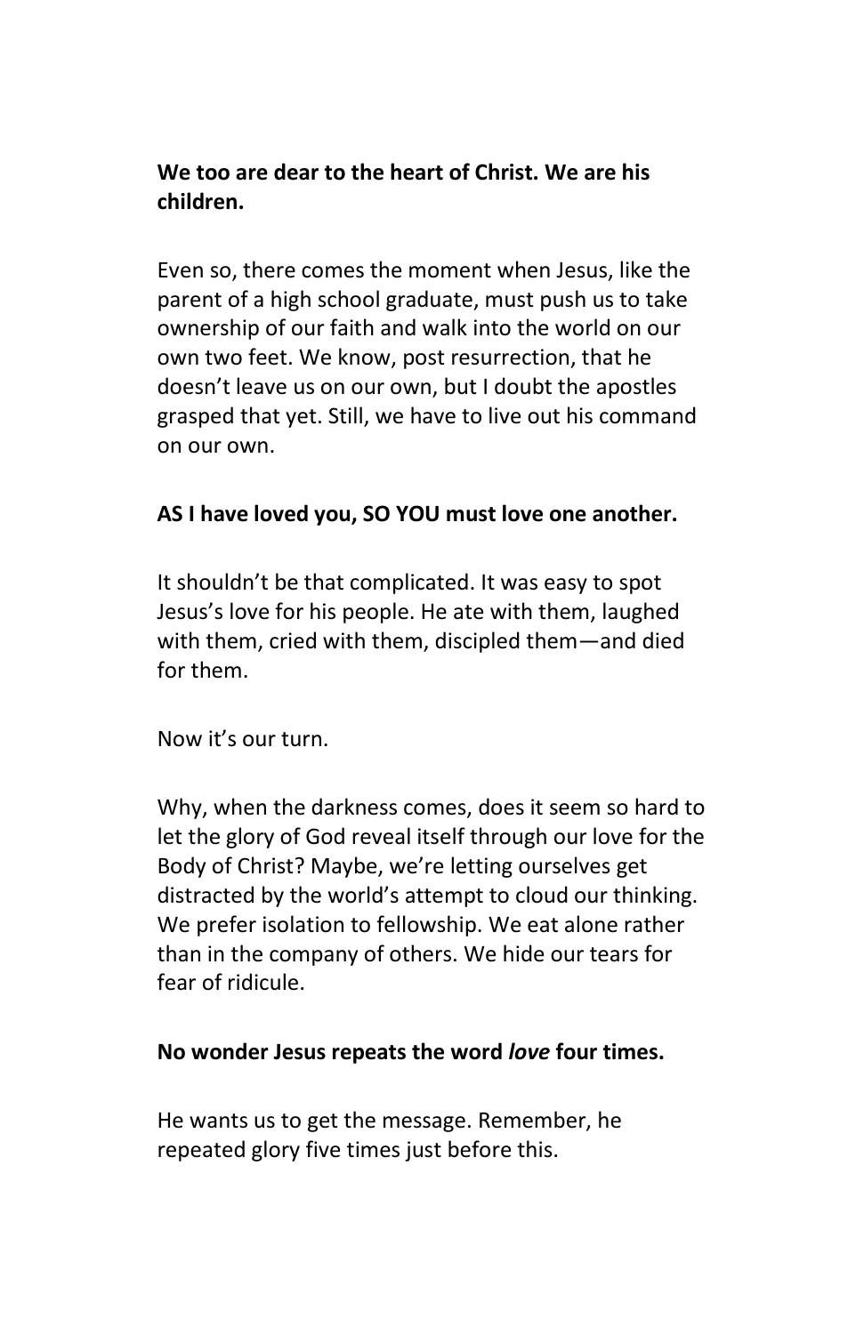**We too are dear to the heart of Christ. We are his children.**

Even so, there comes the moment when Jesus, like the parent of a high school graduate, must push us to take ownership of our faith and walk into the world on our own two feet. We know, post resurrection, that he doesn't leave us on our own, but I doubt the apostles grasped that yet. Still, we have to live out his command on our own.

**AS I have loved you, SO YOU must love one another.**

It shouldn't be that complicated. It was easy to spot Jesus's love for his people. He ate with them, laughed with them, cried with them, discipled them—and died for them.

Now it's our turn.

Why, when the darkness comes, does it seem so hard to let the glory of God reveal itself through our love for the Body of Christ? Maybe, we're letting ourselves get distracted by the world's attempt to cloud our thinking. We prefer isolation to fellowship. We eat alone rather than in the company of others. We hide our tears for fear of ridicule.

**No wonder Jesus repeats the word *love* four times.**

He wants us to get the message. Remember, he repeated glory five times just before this.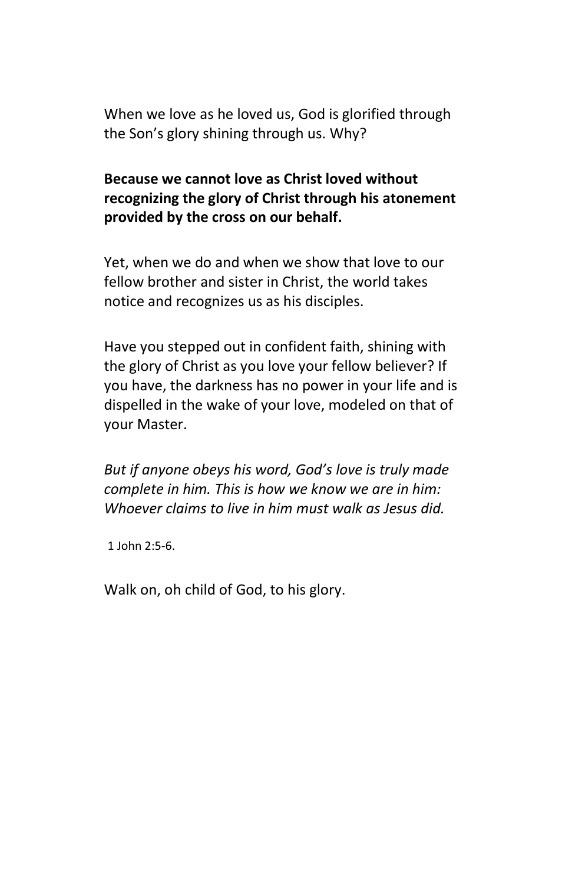When we love as he loved us, God is glorified through the Son's glory shining through us. Why?

**Because we cannot love as Christ loved without recognizing the glory of Christ through his atonement provided by the cross on our behalf.**

Yet, when we do and when we show that love to our fellow brother and sister in Christ, the world takes notice and recognizes us as his disciples.

Have you stepped out in confident faith, shining with the glory of Christ as you love your fellow believer? If you have, the darkness has no power in your life and is dispelled in the wake of your love, modeled on that of your Master.

*But if anyone obeys his word, God's love is truly made complete in him. This is how we know we are in him: Whoever claims to live in him must walk as Jesus did.*

1 John 2:5-6.

Walk on, oh child of God, to his glory.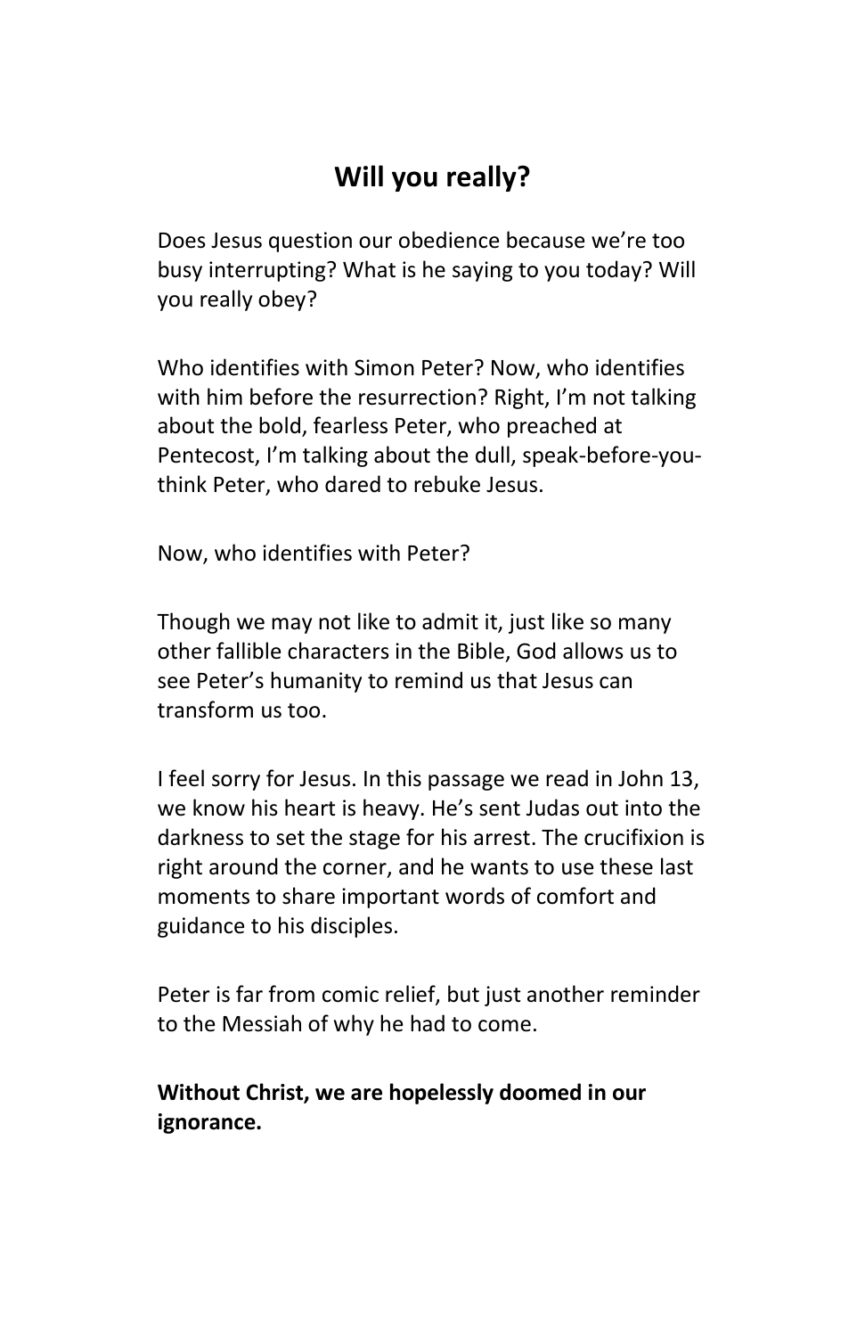## Will you really?

Does Jesus question our obedience because we're too busy interrupting? What is he saying to you today? Will you really obey?

Who identifies with Simon Peter? Now, who identifies with him before the resurrection? Right, I'm not talking about the bold, fearless Peter, who preached at Pentecost, I'm talking about the dull, speak-before-you-think Peter, who dared to rebuke Jesus.

Now, who identifies with Peter?

Though we may not like to admit it, just like so many other fallible characters in the Bible, God allows us to see Peter's humanity to remind us that Jesus can transform us too.

I feel sorry for Jesus. In this passage we read in John 13, we know his heart is heavy. He's sent Judas out into the darkness to set the stage for his arrest. The crucifixion is right around the corner, and he wants to use these last moments to share important words of comfort and guidance to his disciples.

Peter is far from comic relief, but just another reminder to the Messiah of why he had to come.

**Without Christ, we are hopelessly doomed in our ignorance.**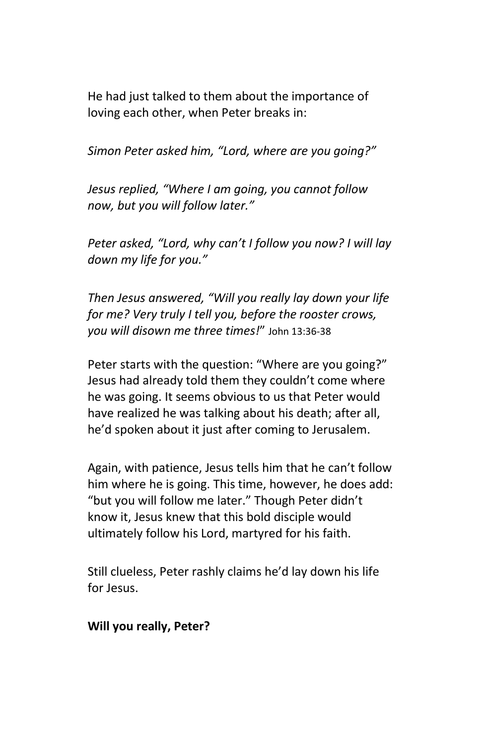He had just talked to them about the importance of loving each other, when Peter breaks in:

*Simon Peter asked him, "Lord, where are you going?"*

*Jesus replied, "Where I am going, you cannot follow now, but you will follow later."*

*Peter asked, "Lord, why can't I follow you now? I will lay down my life for you."*

*Then Jesus answered, "Will you really lay down your life for me? Very truly I tell you, before the rooster crows, you will disown me three times!*" John 13:36-38

Peter starts with the question: "Where are you going?" Jesus had already told them they couldn't come where he was going. It seems obvious to us that Peter would have realized he was talking about his death; after all, he'd spoken about it just after coming to Jerusalem.

Again, with patience, Jesus tells him that he can't follow him where he is going. This time, however, he does add: "but you will follow me later." Though Peter didn't know it, Jesus knew that this bold disciple would ultimately follow his Lord, martyred for his faith.

Still clueless, Peter rashly claims he'd lay down his life for Jesus.

**Will you really, Peter?**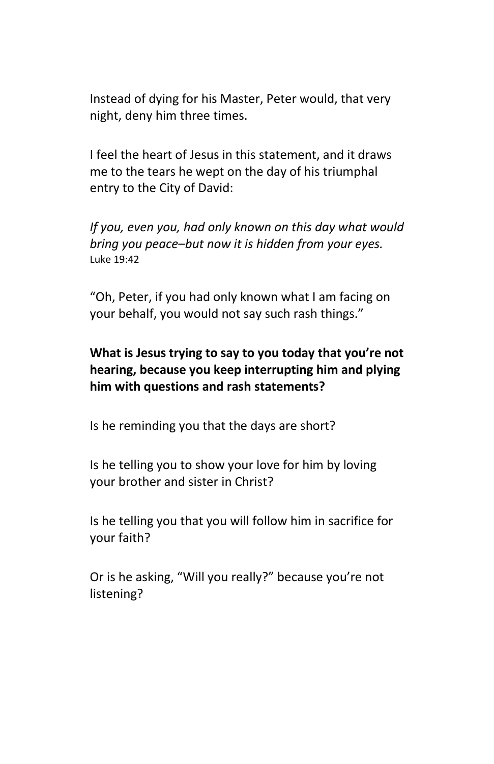Instead of dying for his Master, Peter would, that very night, deny him three times.

I feel the heart of Jesus in this statement, and it draws me to the tears he wept on the day of his triumphal entry to the City of David:

*If you, even you, had only known on this day what would bring you peace–but now it is hidden from your eyes.*
Luke 19:42

“Oh, Peter, if you had only known what I am facing on your behalf, you would not say such rash things.”

**What is Jesus trying to say to you today that you’re not hearing, because you keep interrupting him and plying him with questions and rash statements?**

Is he reminding you that the days are short?

Is he telling you to show your love for him by loving your brother and sister in Christ?

Is he telling you that you will follow him in sacrifice for your faith?

Or is he asking, “Will you really?” because you’re not listening?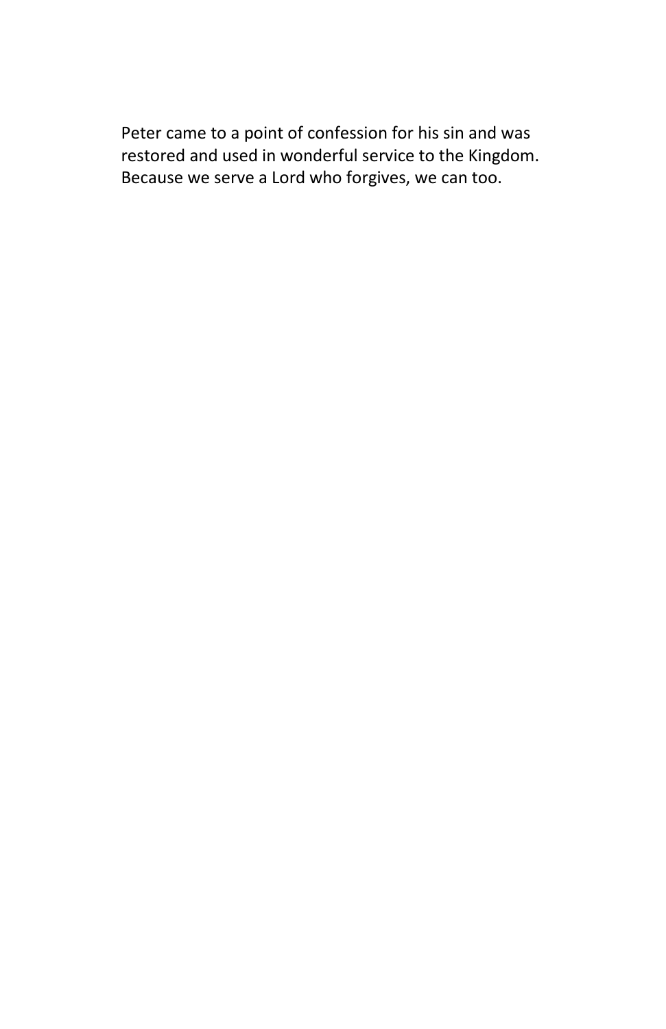Peter came to a point of confession for his sin and was restored and used in wonderful service to the Kingdom. Because we serve a Lord who forgives, we can too.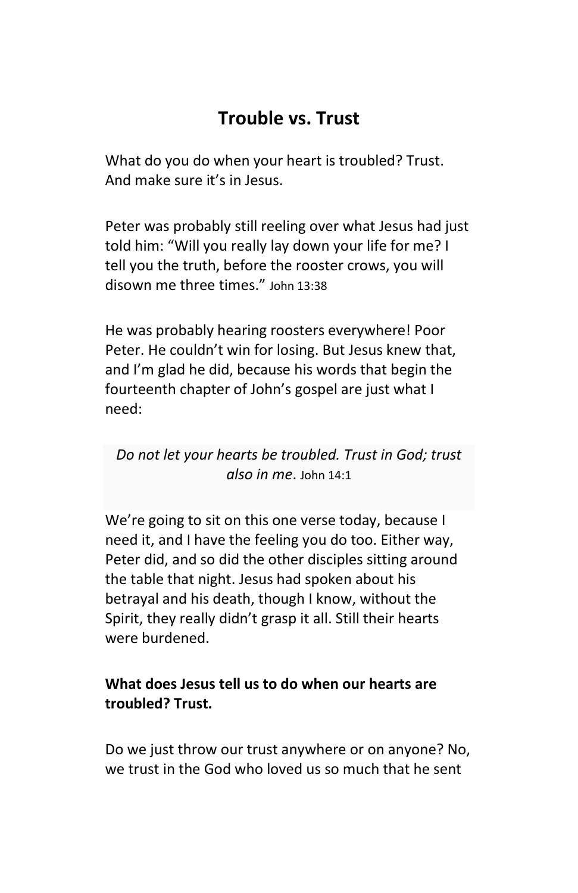## Trouble vs. Trust

What do you do when your heart is troubled? Trust. And make sure it's in Jesus.

Peter was probably still reeling over what Jesus had just told him: "Will you really lay down your life for me? I tell you the truth, before the rooster crows, you will disown me three times." John 13:38

He was probably hearing roosters everywhere! Poor Peter. He couldn't win for losing. But Jesus knew that, and I'm glad he did, because his words that begin the fourteenth chapter of John's gospel are just what I need:

> *Do not let your hearts be troubled. Trust in God; trust also in me*. John 14:1

We're going to sit on this one verse today, because I need it, and I have the feeling you do too. Either way, Peter did, and so did the other disciples sitting around the table that night. Jesus had spoken about his betrayal and his death, though I know, without the Spirit, they really didn't grasp it all. Still their hearts were burdened.

**What does Jesus tell us to do when our hearts are troubled? Trust.**

Do we just throw our trust anywhere or on anyone? No, we trust in the God who loved us so much that he sent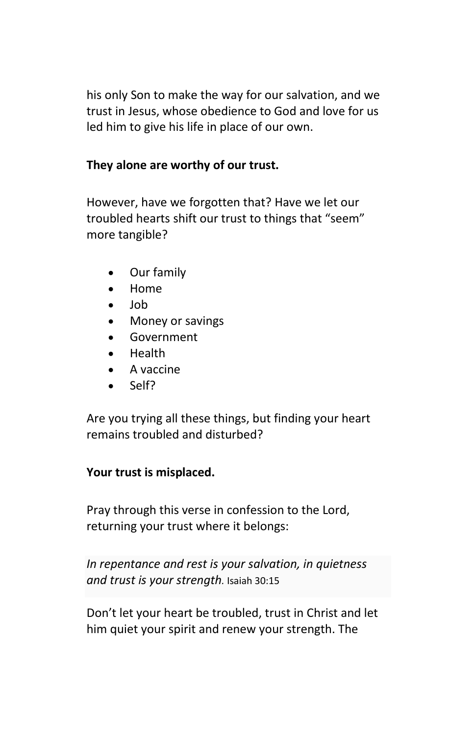his only Son to make the way for our salvation, and we trust in Jesus, whose obedience to God and love for us led him to give his life in place of our own.

**They alone are worthy of our trust.**

However, have we forgotten that? Have we let our troubled hearts shift our trust to things that "seem" more tangible?

- Our family
- Home
- Job
- Money or savings
- Government
- Health
- A vaccine
- Self?

Are you trying all these things, but finding your heart remains troubled and disturbed?

**Your trust is misplaced.**

Pray through this verse in confession to the Lord, returning your trust where it belongs:

*In repentance and rest is your salvation, in quietness and trust is your strength.* Isaiah 30:15

Don't let your heart be troubled, trust in Christ and let him quiet your spirit and renew your strength. The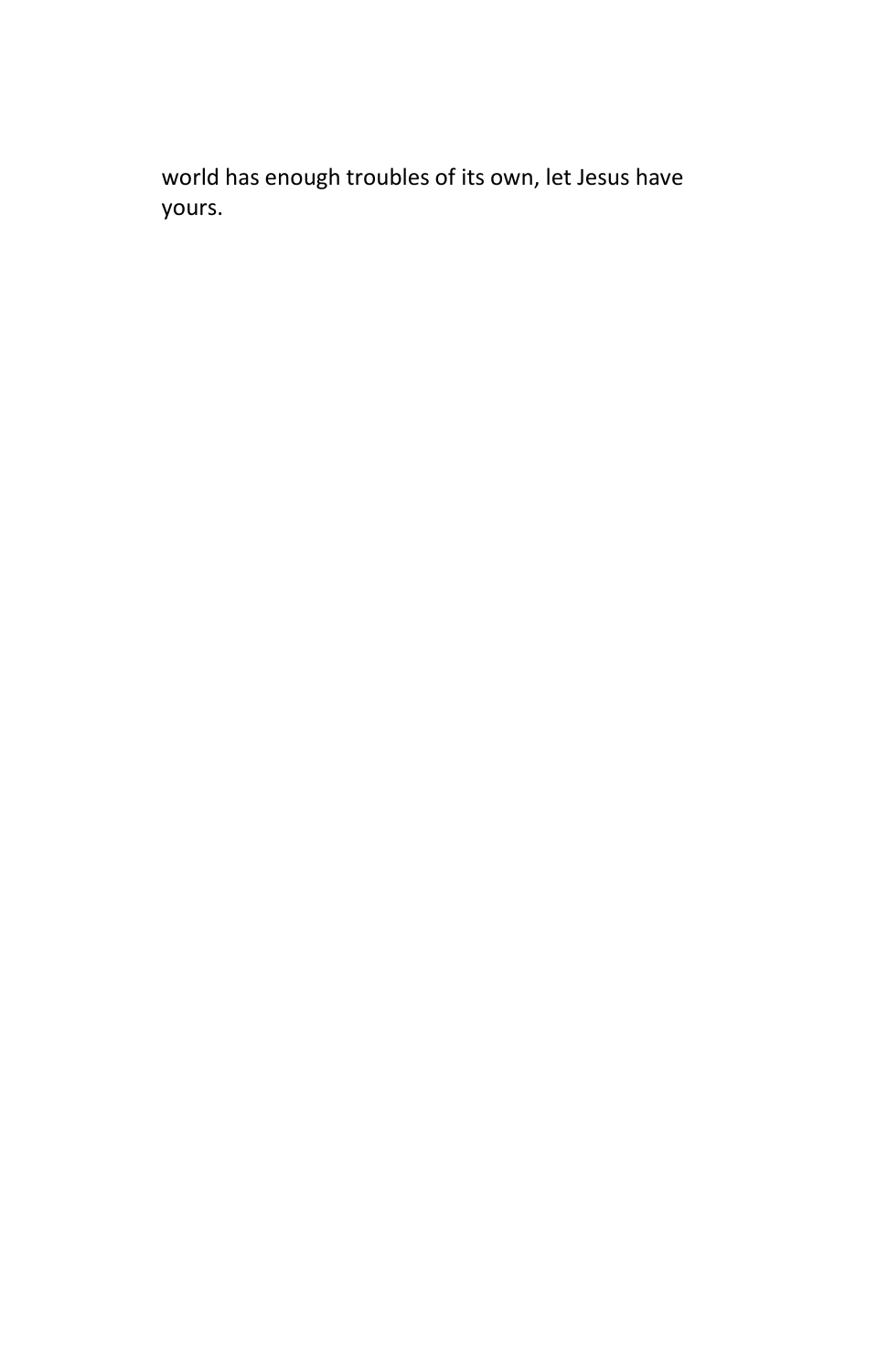world has enough troubles of its own, let Jesus have yours.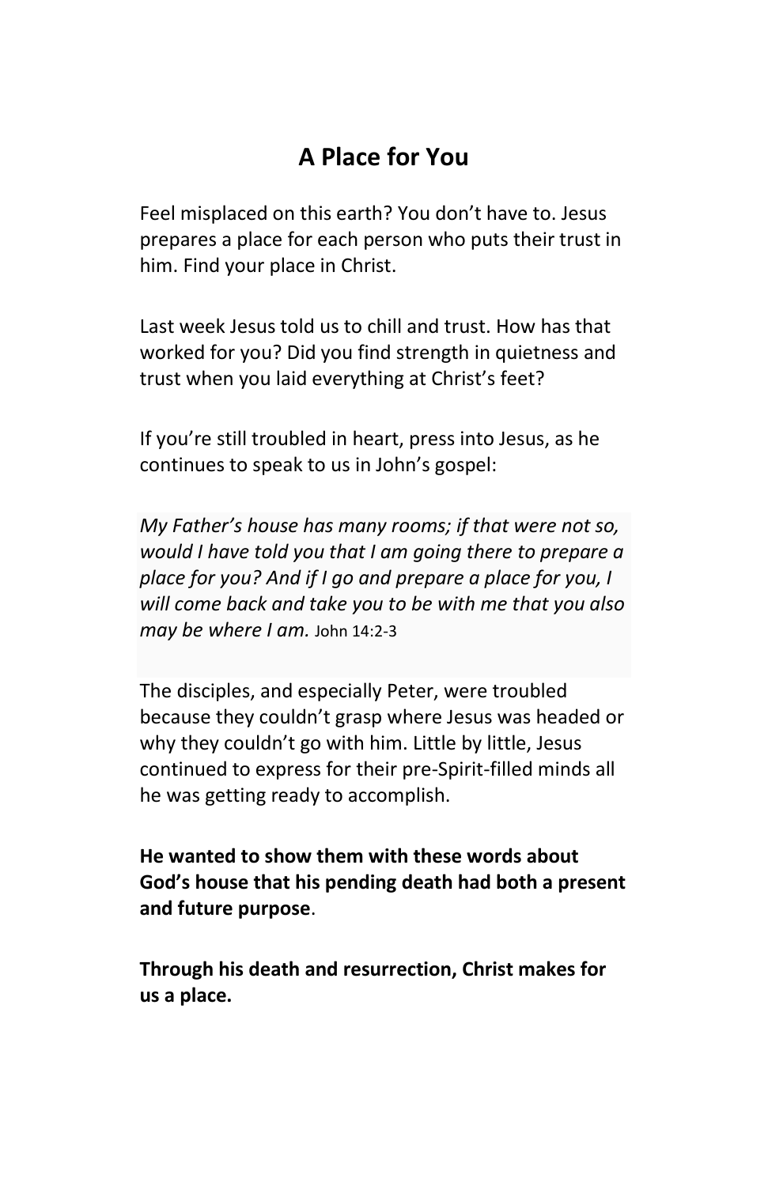## A Place for You

Feel misplaced on this earth? You don't have to. Jesus prepares a place for each person who puts their trust in him. Find your place in Christ.

Last week Jesus told us to chill and trust. How has that worked for you? Did you find strength in quietness and trust when you laid everything at Christ's feet?

If you're still troubled in heart, press into Jesus, as he continues to speak to us in John's gospel:

*My Father's house has many rooms; if that were not so, would I have told you that I am going there to prepare a place for you? And if I go and prepare a place for you, I will come back and take you to be with me that you also may be where I am.* John 14:2-3

The disciples, and especially Peter, were troubled because they couldn't grasp where Jesus was headed or why they couldn't go with him. Little by little, Jesus continued to express for their pre-Spirit-filled minds all he was getting ready to accomplish.

**He wanted to show them with these words about God's house that his pending death had both a present and future purpose**.

**Through his death and resurrection, Christ makes for us a place.**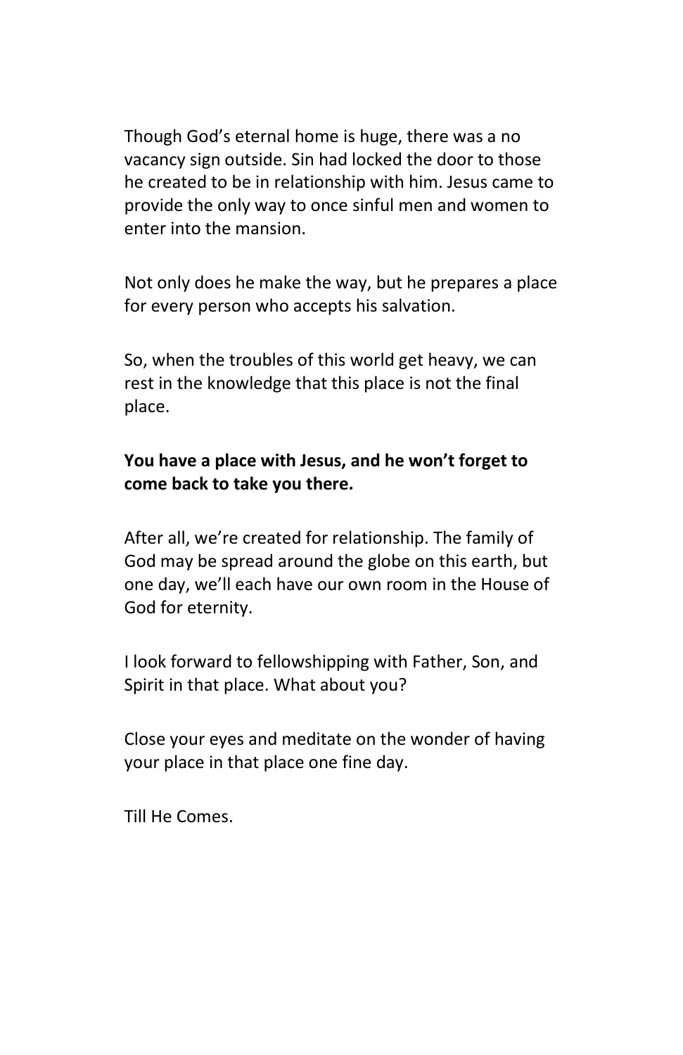Though God's eternal home is huge, there was a no vacancy sign outside. Sin had locked the door to those he created to be in relationship with him. Jesus came to provide the only way to once sinful men and women to enter into the mansion.

Not only does he make the way, but he prepares a place for every person who accepts his salvation.

So, when the troubles of this world get heavy, we can rest in the knowledge that this place is not the final place.

**You have a place with Jesus, and he won't forget to come back to take you there.**

After all, we're created for relationship. The family of God may be spread around the globe on this earth, but one day, we'll each have our own room in the House of God for eternity.

I look forward to fellowshipping with Father, Son, and Spirit in that place. What about you?

Close your eyes and meditate on the wonder of having your place in that place one fine day.

Till He Comes.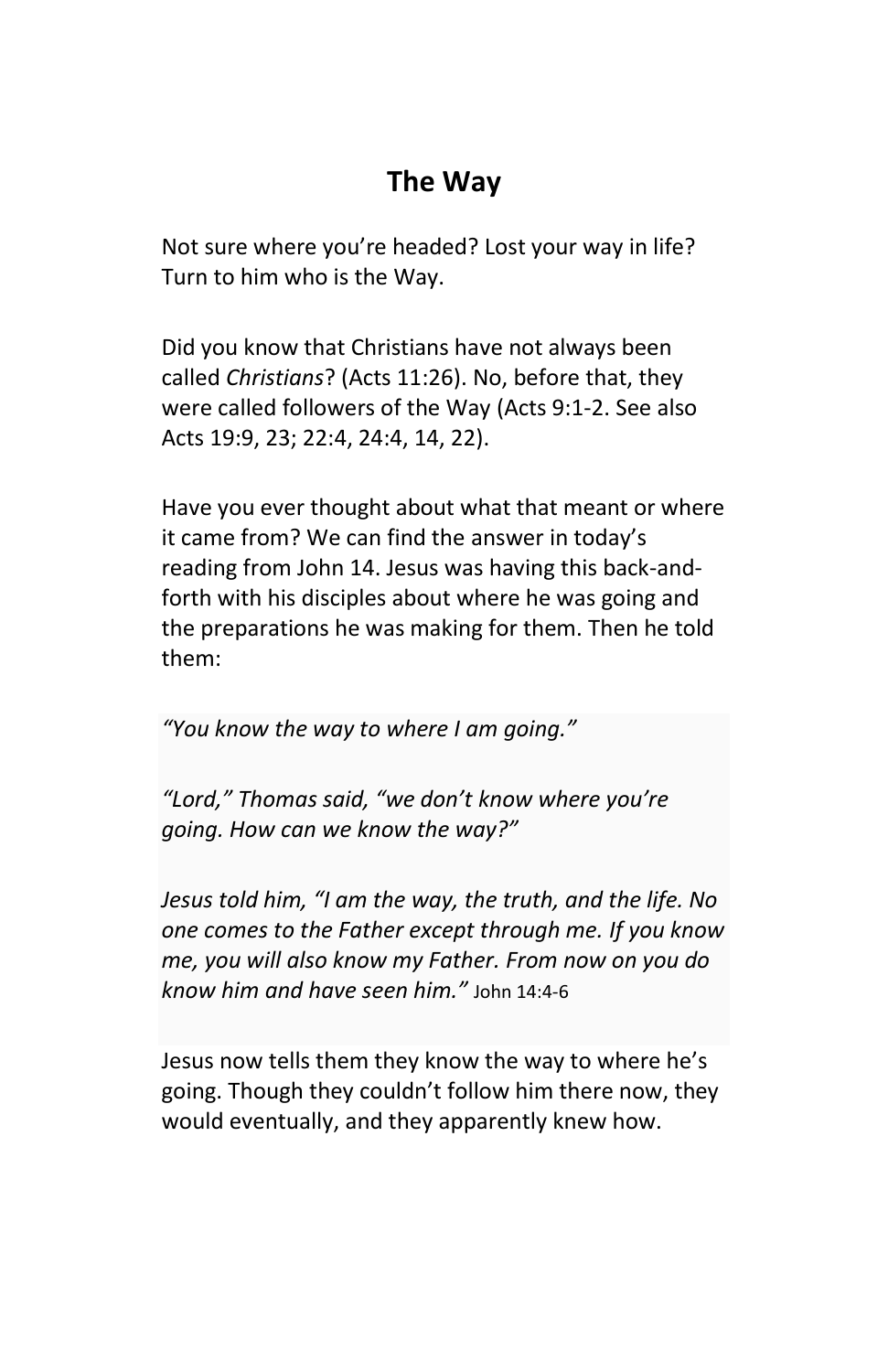# The Way

Not sure where you're headed? Lost your way in life? Turn to him who is the Way.

Did you know that Christians have not always been called *Christians*? (Acts 11:26). No, before that, they were called followers of the Way (Acts 9:1-2. See also Acts 19:9, 23; 22:4, 24:4, 14, 22).

Have you ever thought about what that meant or where it came from? We can find the answer in today's reading from John 14. Jesus was having this back-and-forth with his disciples about where he was going and the preparations he was making for them. Then he told them:

> *"You know the way to where I am going."*
>
> *"Lord," Thomas said, "we don't know where you're going. How can we know the way?"*
>
> *Jesus told him, "I am the way, the truth, and the life. No one comes to the Father except through me. If you know me, you will also know my Father. From now on you do know him and have seen him."* John 14:4-6

Jesus now tells them they know the way to where he's going. Though they couldn't follow him there now, they would eventually, and they apparently knew how.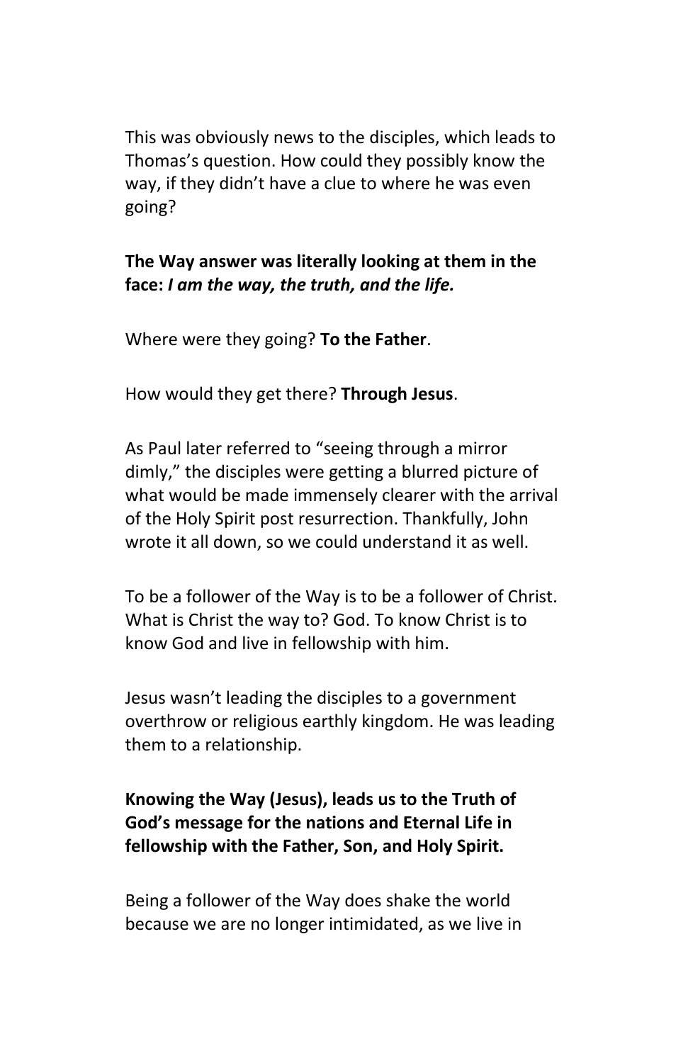This was obviously news to the disciples, which leads to Thomas's question. How could they possibly know the way, if they didn't have a clue to where he was even going?

**The Way answer was literally looking at them in the face:** ***I am the way, the truth, and the life.***

Where were they going? **To the Father**.

How would they get there? **Through Jesus**.

As Paul later referred to "seeing through a mirror dimly," the disciples were getting a blurred picture of what would be made immensely clearer with the arrival of the Holy Spirit post resurrection. Thankfully, John wrote it all down, so we could understand it as well.

To be a follower of the Way is to be a follower of Christ. What is Christ the way to? God. To know Christ is to know God and live in fellowship with him.

Jesus wasn't leading the disciples to a government overthrow or religious earthly kingdom. He was leading them to a relationship.

**Knowing the Way (Jesus), leads us to the Truth of God's message for the nations and Eternal Life in fellowship with the Father, Son, and Holy Spirit.**

Being a follower of the Way does shake the world because we are no longer intimidated, as we live in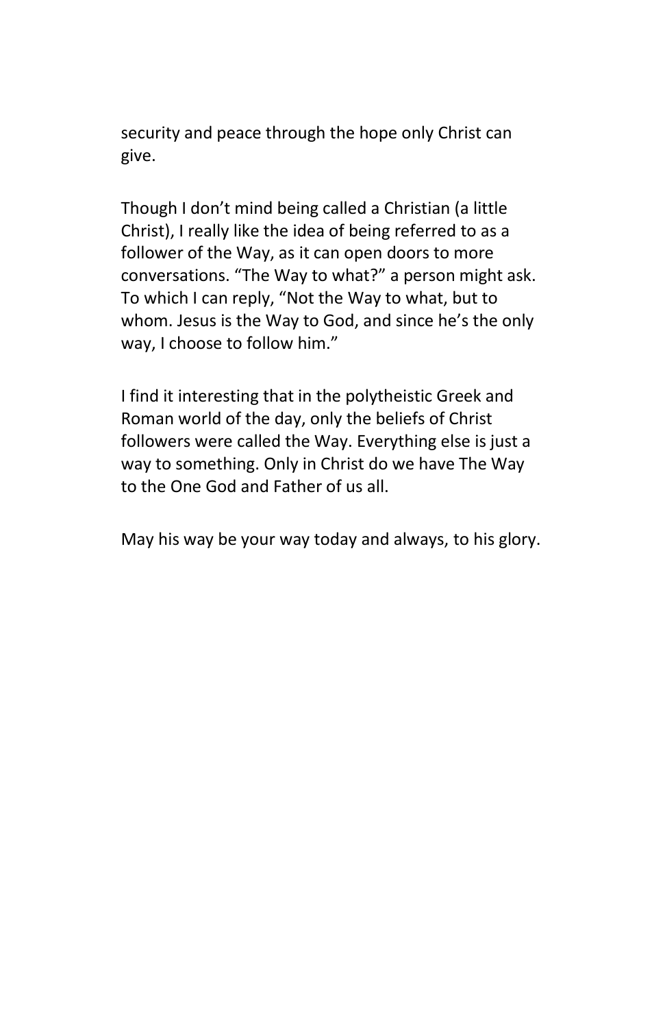security and peace through the hope only Christ can give.

Though I don't mind being called a Christian (a little Christ), I really like the idea of being referred to as a follower of the Way, as it can open doors to more conversations. "The Way to what?" a person might ask. To which I can reply, "Not the Way to what, but to whom. Jesus is the Way to God, and since he's the only way, I choose to follow him."

I find it interesting that in the polytheistic Greek and Roman world of the day, only the beliefs of Christ followers were called the Way. Everything else is just a way to something. Only in Christ do we have The Way to the One God and Father of us all.

May his way be your way today and always, to his glory.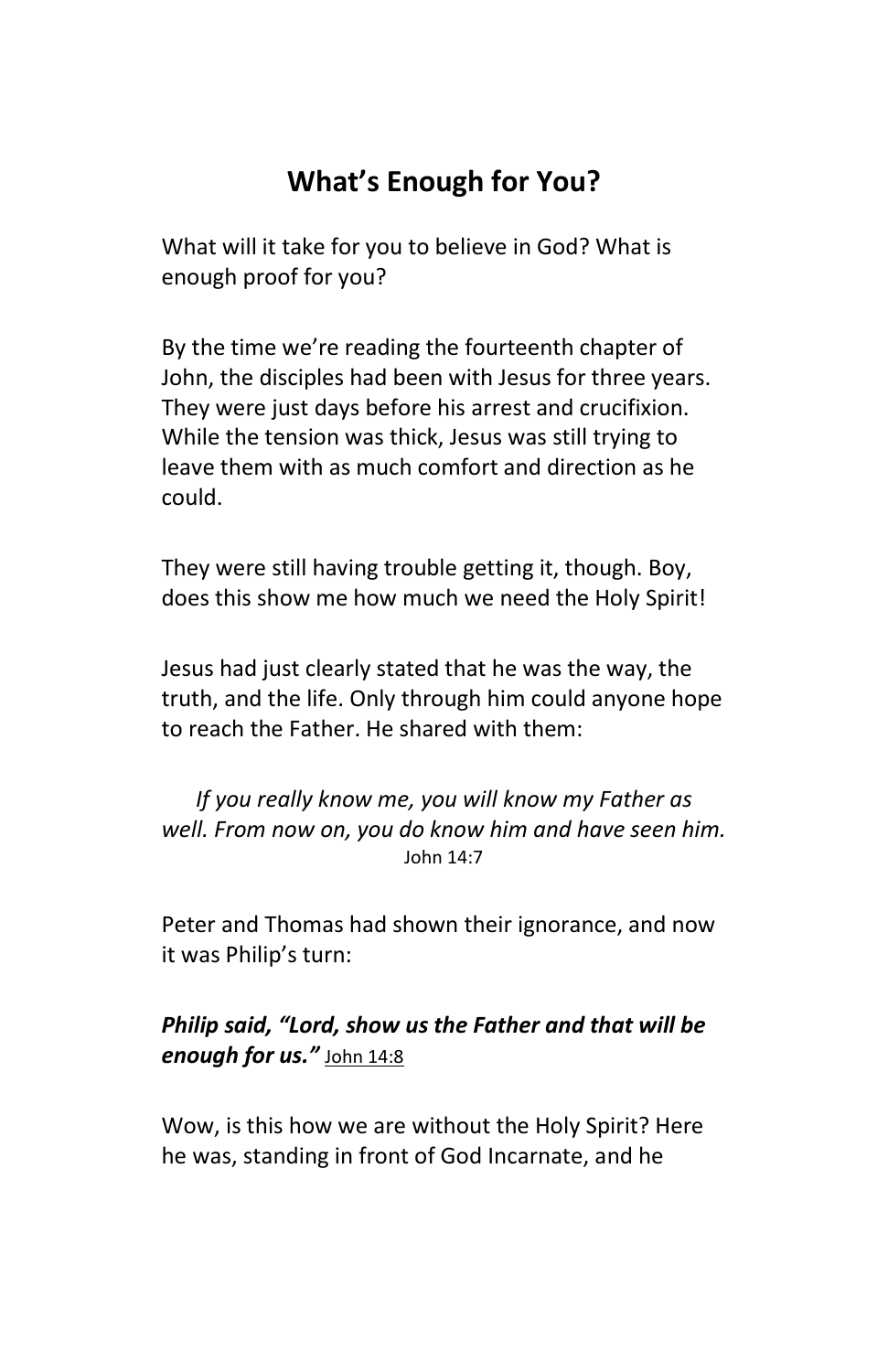## What's Enough for You?

What will it take for you to believe in God? What is enough proof for you?

By the time we're reading the fourteenth chapter of John, the disciples had been with Jesus for three years. They were just days before his arrest and crucifixion. While the tension was thick, Jesus was still trying to leave them with as much comfort and direction as he could.

They were still having trouble getting it, though. Boy, does this show me how much we need the Holy Spirit!

Jesus had just clearly stated that he was the way, the truth, and the life. Only through him could anyone hope to reach the Father. He shared with them:

*If you really know me, you will know my Father as well. From now on, you do know him and have seen him.*
John 14:7

Peter and Thomas had shown their ignorance, and now it was Philip's turn:

***Philip said, "Lord, show us the Father and that will be enough for us."*** John 14:8

Wow, is this how we are without the Holy Spirit? Here he was, standing in front of God Incarnate, and he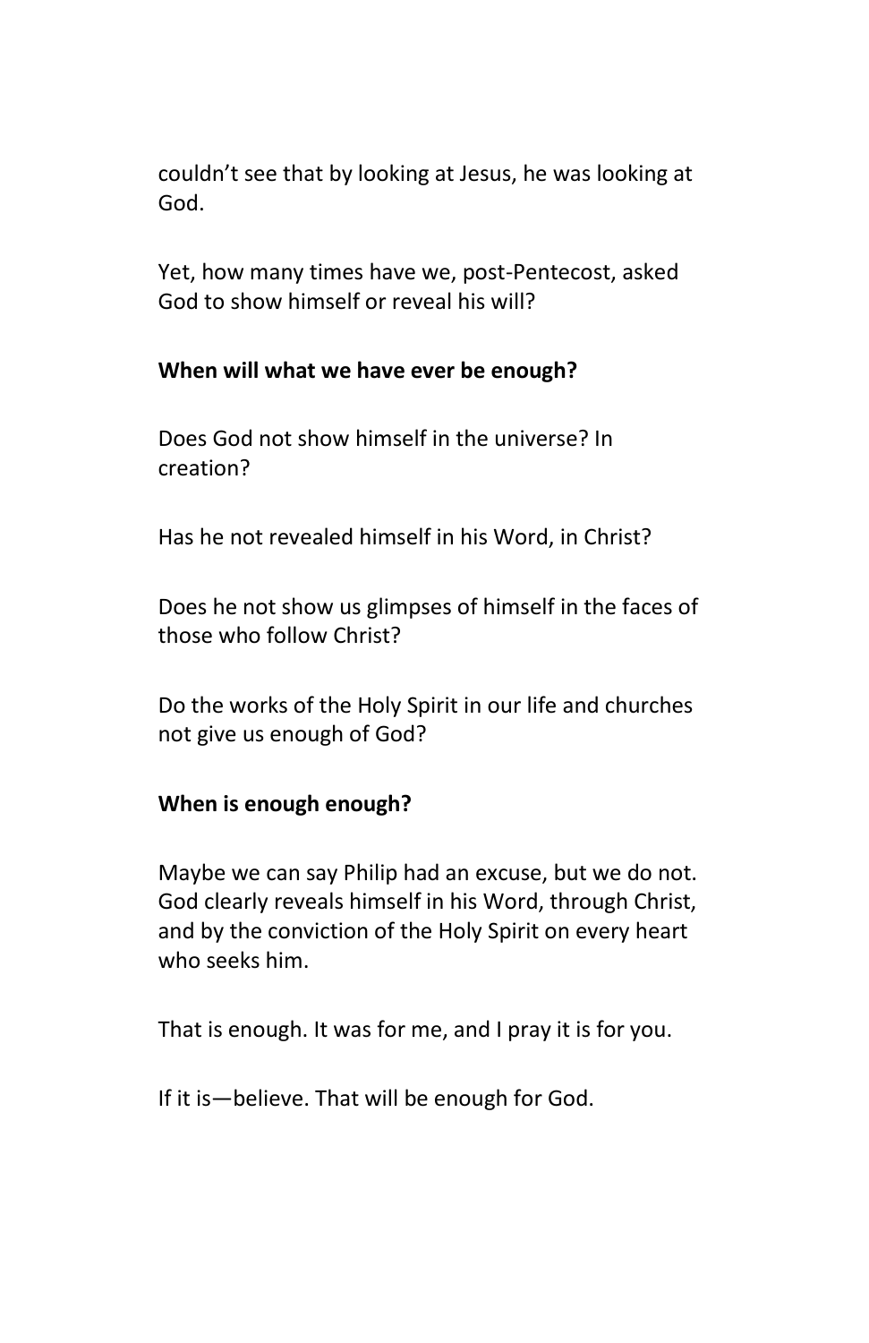couldn’t see that by looking at Jesus, he was looking at God.

Yet, how many times have we, post-Pentecost, asked God to show himself or reveal his will?

**When will what we have ever be enough?**

Does God not show himself in the universe? In creation?

Has he not revealed himself in his Word, in Christ?

Does he not show us glimpses of himself in the faces of those who follow Christ?

Do the works of the Holy Spirit in our life and churches not give us enough of God?

**When is enough enough?**

Maybe we can say Philip had an excuse, but we do not. God clearly reveals himself in his Word, through Christ, and by the conviction of the Holy Spirit on every heart who seeks him.

That is enough. It was for me, and I pray it is for you.

If it is—believe. That will be enough for God.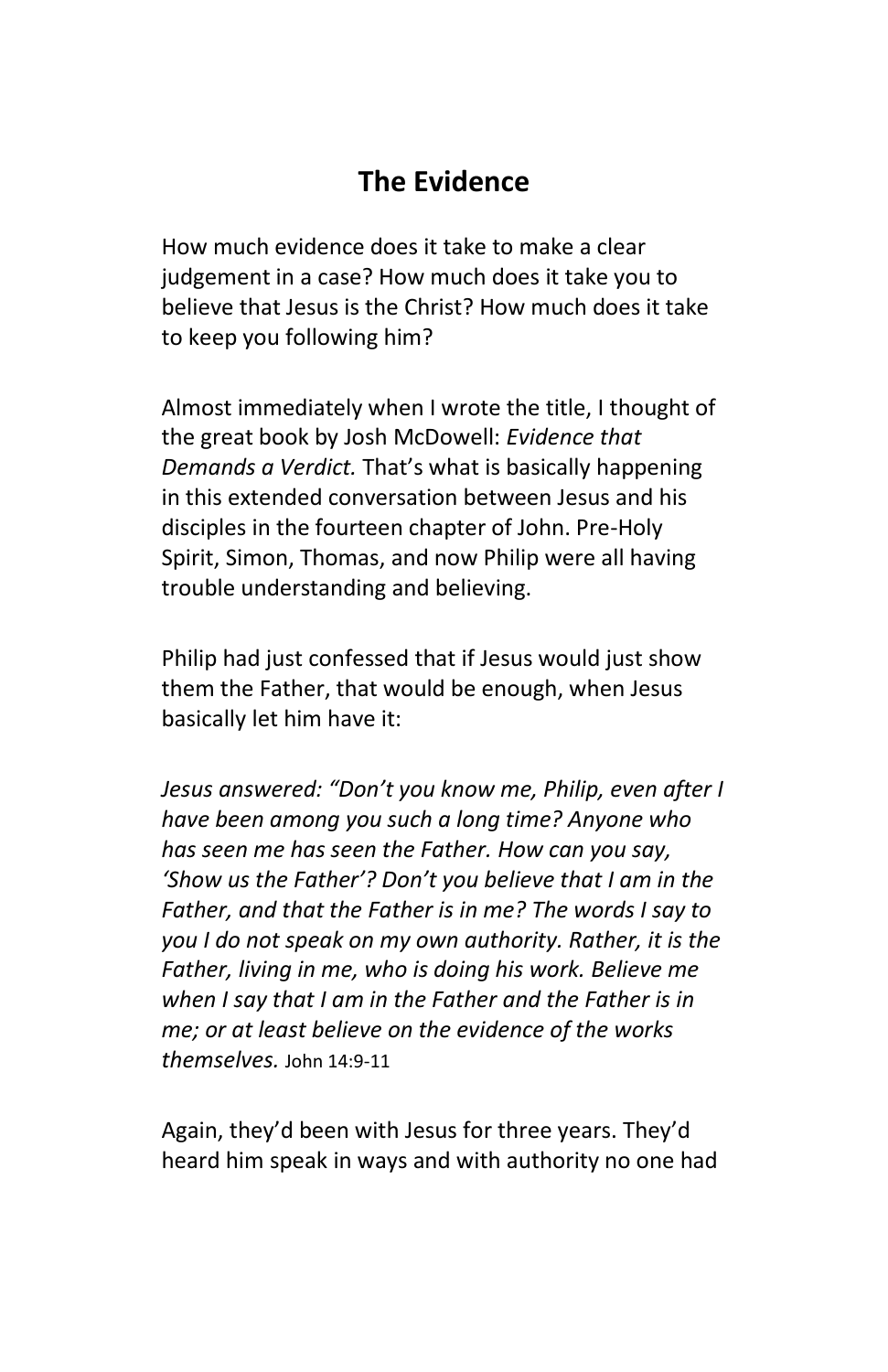## The Evidence

How much evidence does it take to make a clear judgement in a case? How much does it take you to believe that Jesus is the Christ? How much does it take to keep you following him?

Almost immediately when I wrote the title, I thought of the great book by Josh McDowell: *Evidence that Demands a Verdict.* That's what is basically happening in this extended conversation between Jesus and his disciples in the fourteen chapter of John. Pre-Holy Spirit, Simon, Thomas, and now Philip were all having trouble understanding and believing.

Philip had just confessed that if Jesus would just show them the Father, that would be enough, when Jesus basically let him have it:

*Jesus answered: "Don't you know me, Philip, even after I have been among you such a long time? Anyone who has seen me has seen the Father. How can you say, 'Show us the Father'? Don't you believe that I am in the Father, and that the Father is in me? The words I say to you I do not speak on my own authority. Rather, it is the Father, living in me, who is doing his work. Believe me when I say that I am in the Father and the Father is in me; or at least believe on the evidence of the works themselves.* John 14:9-11

Again, they'd been with Jesus for three years. They'd heard him speak in ways and with authority no one had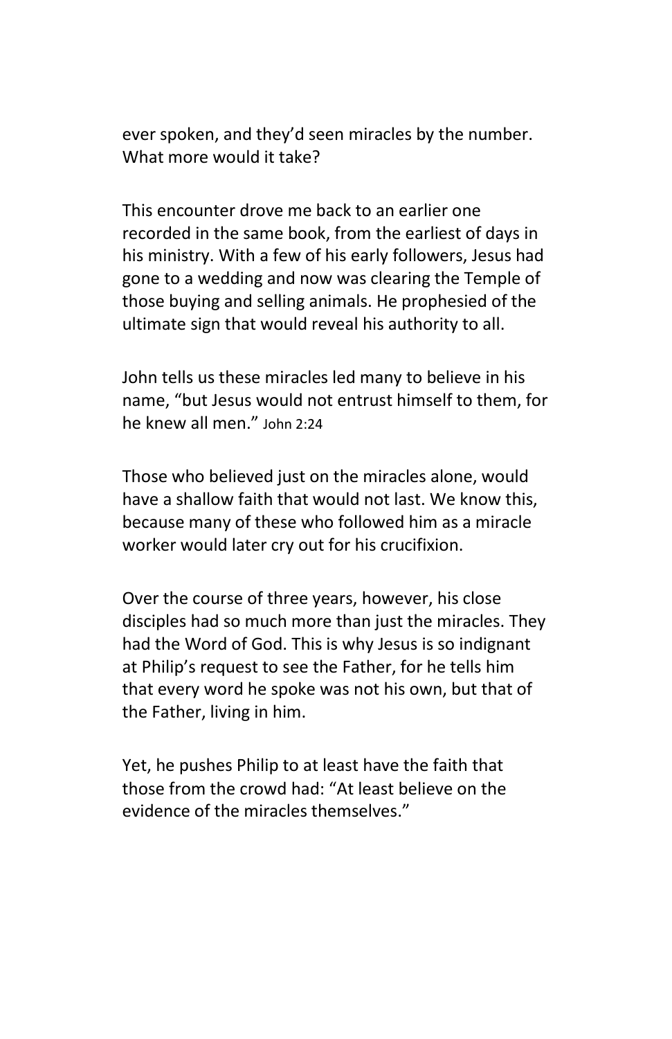ever spoken, and they'd seen miracles by the number. What more would it take?

This encounter drove me back to an earlier one recorded in the same book, from the earliest of days in his ministry. With a few of his early followers, Jesus had gone to a wedding and now was clearing the Temple of those buying and selling animals. He prophesied of the ultimate sign that would reveal his authority to all.

John tells us these miracles led many to believe in his name, "but Jesus would not entrust himself to them, for he knew all men." John 2:24

Those who believed just on the miracles alone, would have a shallow faith that would not last. We know this, because many of these who followed him as a miracle worker would later cry out for his crucifixion.

Over the course of three years, however, his close disciples had so much more than just the miracles. They had the Word of God. This is why Jesus is so indignant at Philip's request to see the Father, for he tells him that every word he spoke was not his own, but that of the Father, living in him.

Yet, he pushes Philip to at least have the faith that those from the crowd had: "At least believe on the evidence of the miracles themselves."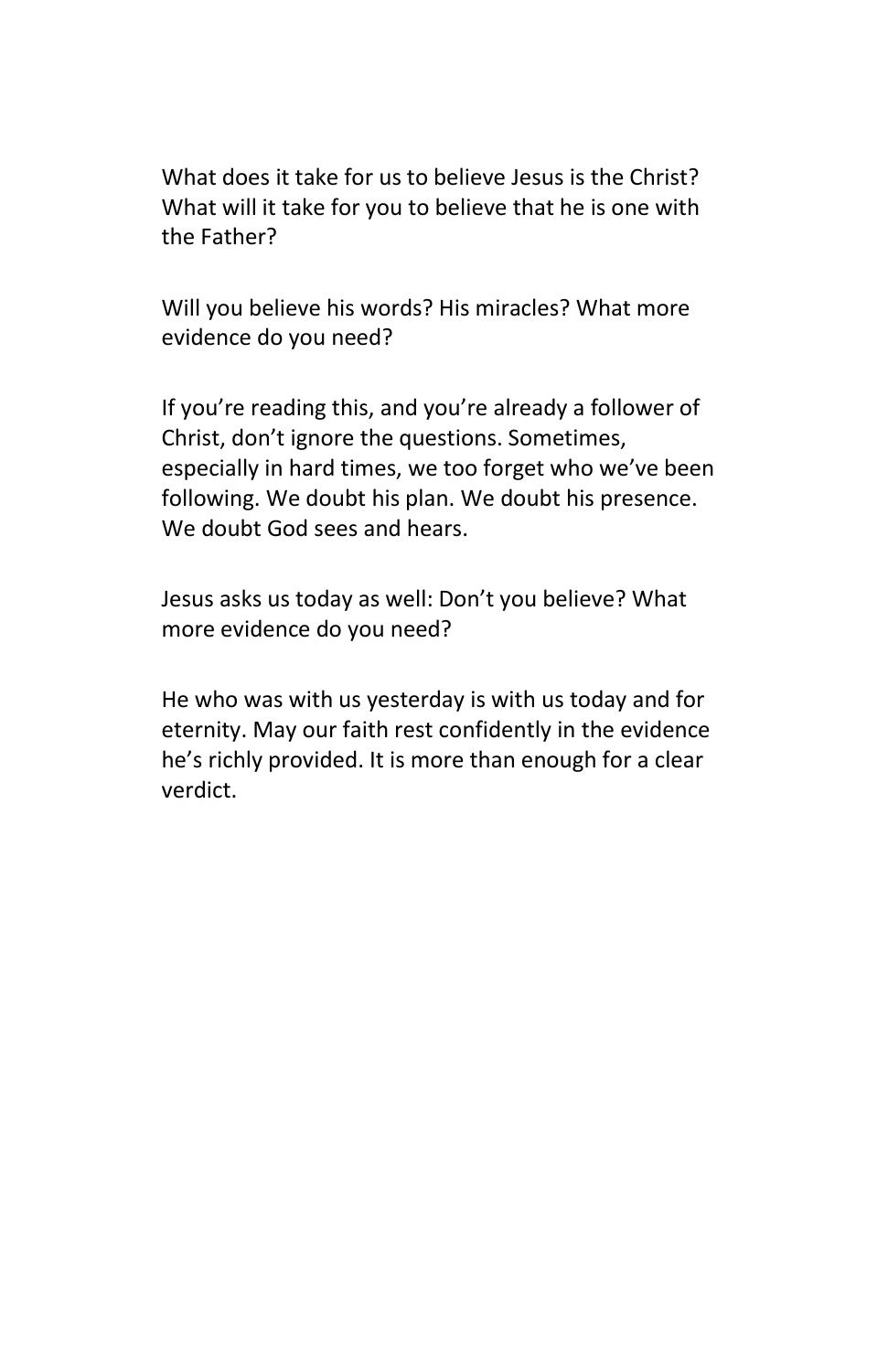What does it take for us to believe Jesus is the Christ? What will it take for you to believe that he is one with the Father?

Will you believe his words? His miracles? What more evidence do you need?

If you're reading this, and you're already a follower of Christ, don't ignore the questions. Sometimes, especially in hard times, we too forget who we've been following. We doubt his plan. We doubt his presence. We doubt God sees and hears.

Jesus asks us today as well: Don't you believe? What more evidence do you need?

He who was with us yesterday is with us today and for eternity. May our faith rest confidently in the evidence he's richly provided. It is more than enough for a clear verdict.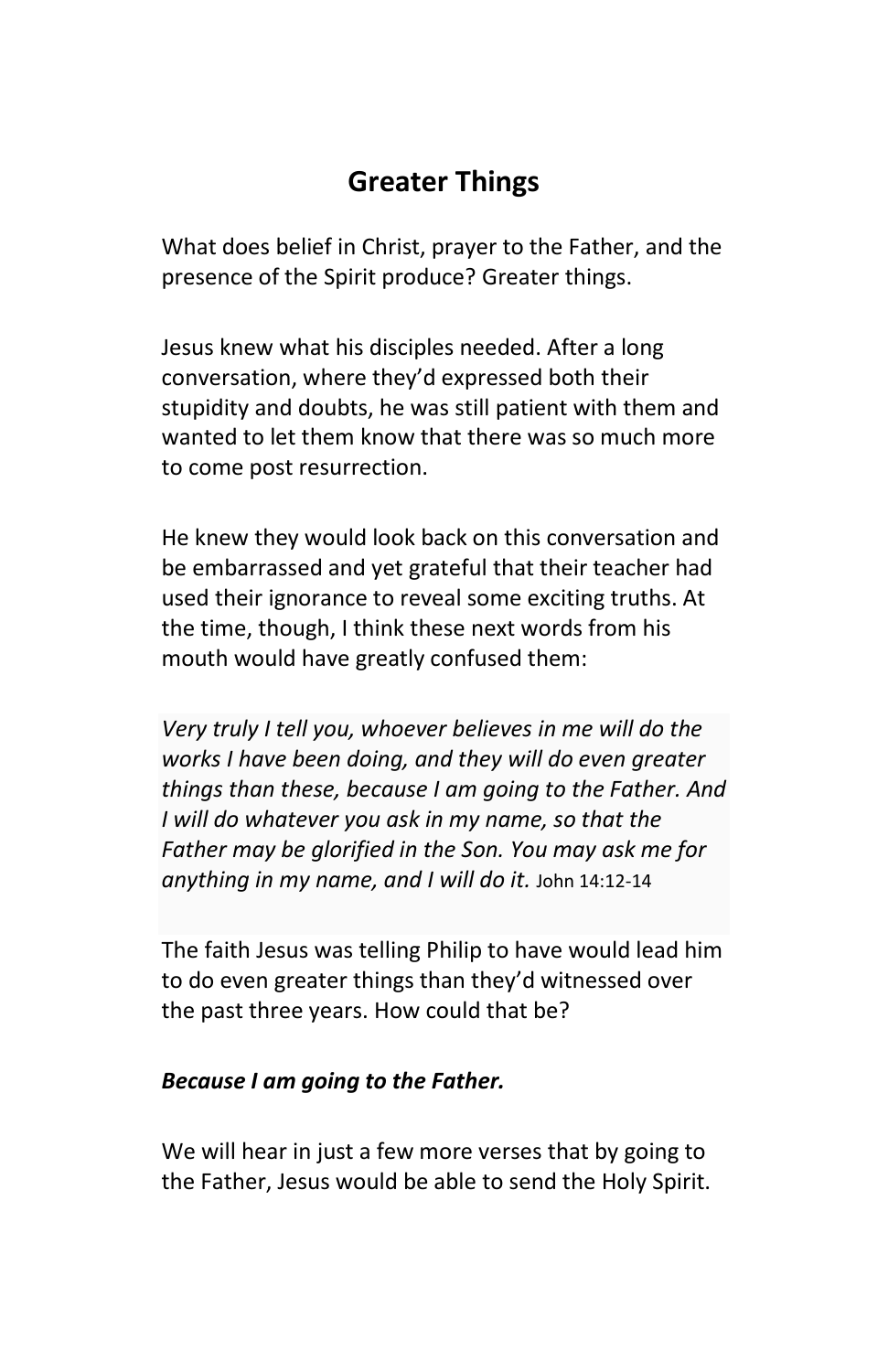# Greater Things

What does belief in Christ, prayer to the Father, and the presence of the Spirit produce? Greater things.

Jesus knew what his disciples needed. After a long conversation, where they'd expressed both their stupidity and doubts, he was still patient with them and wanted to let them know that there was so much more to come post resurrection.

He knew they would look back on this conversation and be embarrassed and yet grateful that their teacher had used their ignorance to reveal some exciting truths. At the time, though, I think these next words from his mouth would have greatly confused them:

> *Very truly I tell you, whoever believes in me will do the works I have been doing, and they will do even greater things than these, because I am going to the Father. And I will do whatever you ask in my name, so that the Father may be glorified in the Son. You may ask me for anything in my name, and I will do it.* John 14:12-14

The faith Jesus was telling Philip to have would lead him to do even greater things than they'd witnessed over the past three years. How could that be?

***Because I am going to the Father.***

We will hear in just a few more verses that by going to the Father, Jesus would be able to send the Holy Spirit.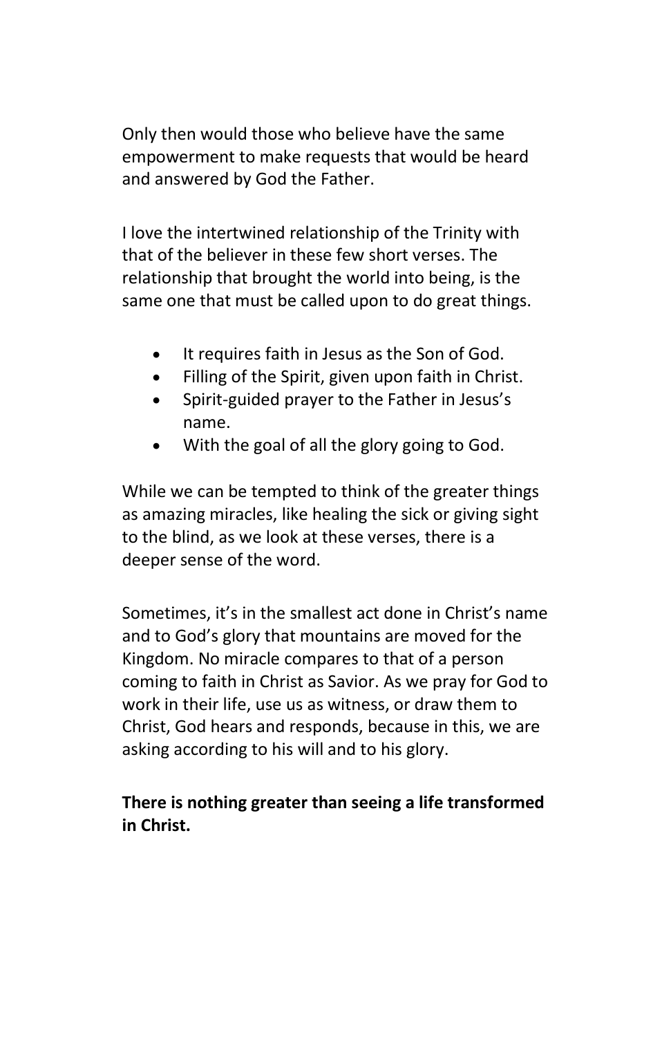Only then would those who believe have the same empowerment to make requests that would be heard and answered by God the Father.

I love the intertwined relationship of the Trinity with that of the believer in these few short verses. The relationship that brought the world into being, is the same one that must be called upon to do great things.

- It requires faith in Jesus as the Son of God.
- Filling of the Spirit, given upon faith in Christ.
- Spirit-guided prayer to the Father in Jesus's name.
- With the goal of all the glory going to God.

While we can be tempted to think of the greater things as amazing miracles, like healing the sick or giving sight to the blind, as we look at these verses, there is a deeper sense of the word.

Sometimes, it's in the smallest act done in Christ's name and to God's glory that mountains are moved for the Kingdom. No miracle compares to that of a person coming to faith in Christ as Savior. As we pray for God to work in their life, use us as witness, or draw them to Christ, God hears and responds, because in this, we are asking according to his will and to his glory.

**There is nothing greater than seeing a life transformed in Christ.**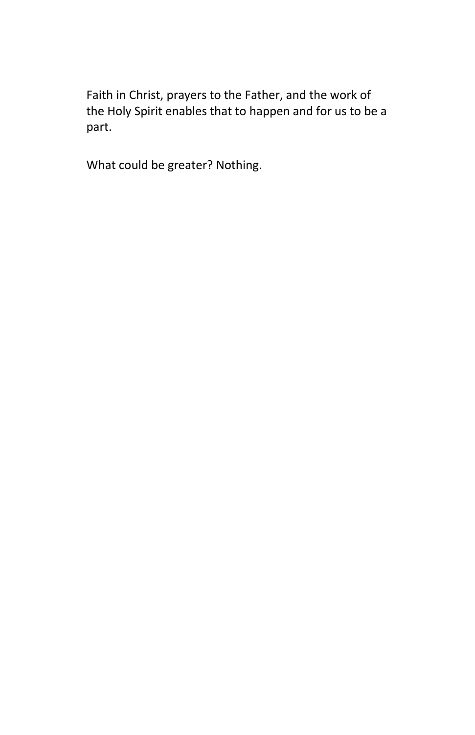Faith in Christ, prayers to the Father, and the work of the Holy Spirit enables that to happen and for us to be a part.

What could be greater? Nothing.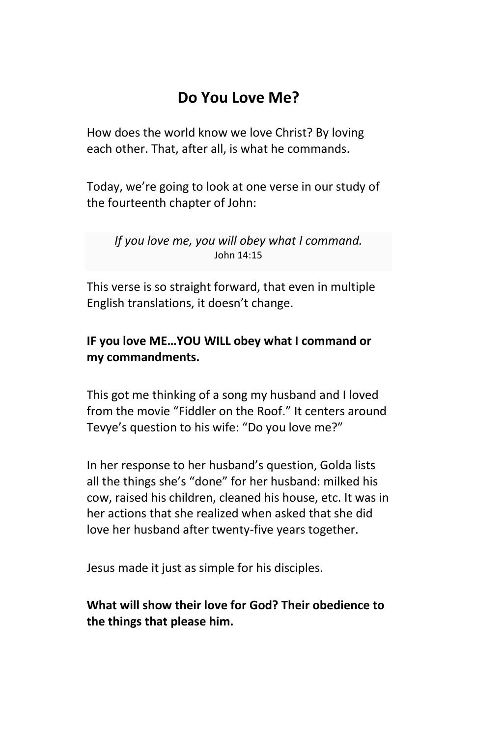# Do You Love Me?

How does the world know we love Christ? By loving each other. That, after all, is what he commands.

Today, we're going to look at one verse in our study of the fourteenth chapter of John:

> *If you love me, you will obey what I command.*
> John 14:15

This verse is so straight forward, that even in multiple English translations, it doesn't change.

**IF you love ME…YOU WILL obey what I command or my commandments.**

This got me thinking of a song my husband and I loved from the movie "Fiddler on the Roof." It centers around Tevye's question to his wife: "Do you love me?"

In her response to her husband's question, Golda lists all the things she's "done" for her husband: milked his cow, raised his children, cleaned his house, etc. It was in her actions that she realized when asked that she did love her husband after twenty-five years together.

Jesus made it just as simple for his disciples.

**What will show their love for God? Their obedience to the things that please him.**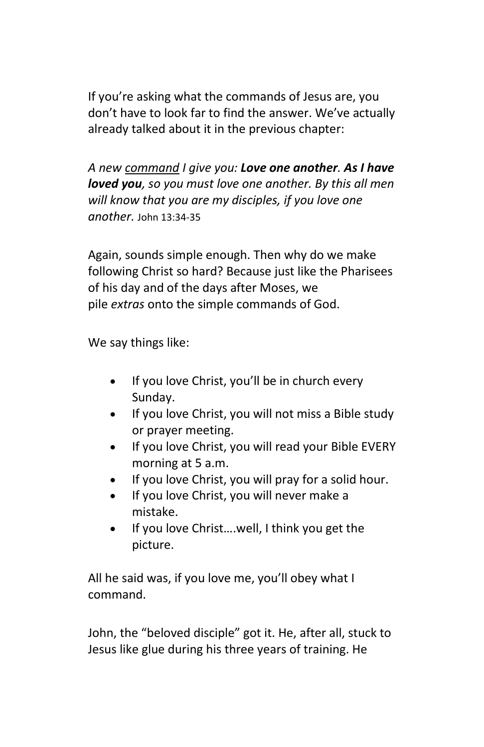If you're asking what the commands of Jesus are, you don't have to look far to find the answer. We've actually already talked about it in the previous chapter:

*A new <u>command</u> I give you: **Love one another**. **As I have loved you**, so you must love one another. By this all men will know that you are my disciples, if you love one another.* John 13:34-35

Again, sounds simple enough. Then why do we make following Christ so hard? Because just like the Pharisees of his day and of the days after Moses, we pile *extras* onto the simple commands of God.

We say things like:

- If you love Christ, you'll be in church every Sunday.
- If you love Christ, you will not miss a Bible study or prayer meeting.
- If you love Christ, you will read your Bible EVERY morning at 5 a.m.
- If you love Christ, you will pray for a solid hour.
- If you love Christ, you will never make a mistake.
- If you love Christ….well, I think you get the picture.

All he said was, if you love me, you'll obey what I command.

John, the "beloved disciple" got it. He, after all, stuck to Jesus like glue during his three years of training. He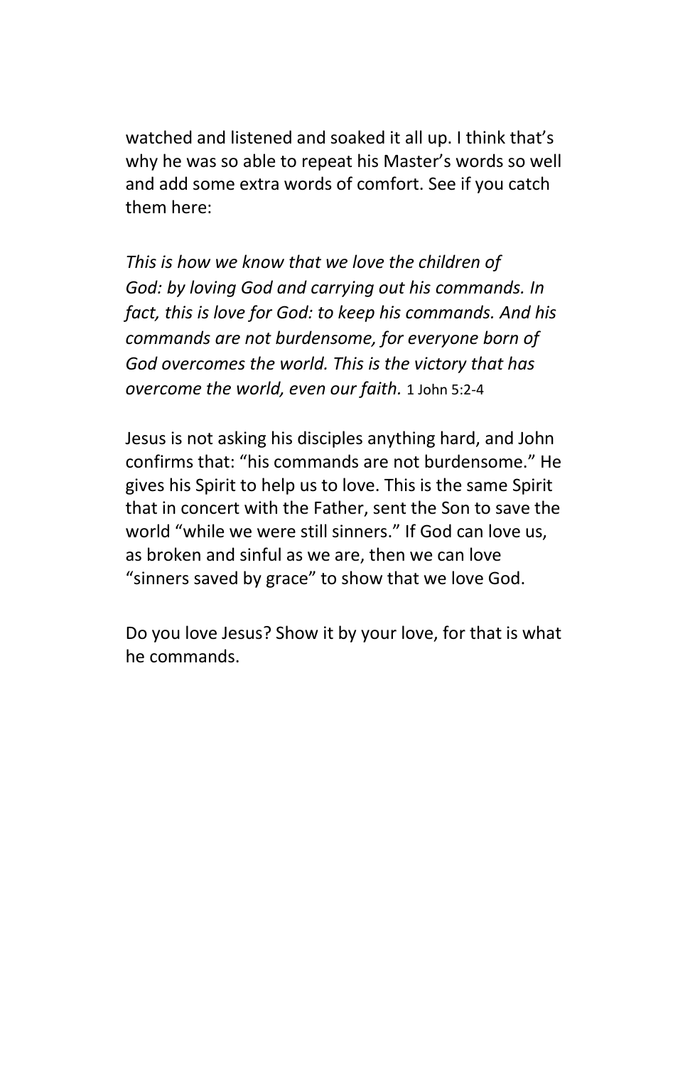watched and listened and soaked it all up. I think that's why he was so able to repeat his Master's words so well and add some extra words of comfort. See if you catch them here:

*This is how we know that we love the children of God: by loving God and carrying out his commands. In fact, this is love for God: to keep his commands. And his commands are not burdensome, for everyone born of God overcomes the world. This is the victory that has overcome the world, even our faith.* 1 John 5:2-4

Jesus is not asking his disciples anything hard, and John confirms that: "his commands are not burdensome." He gives his Spirit to help us to love. This is the same Spirit that in concert with the Father, sent the Son to save the world "while we were still sinners." If God can love us, as broken and sinful as we are, then we can love "sinners saved by grace" to show that we love God.

Do you love Jesus? Show it by your love, for that is what he commands.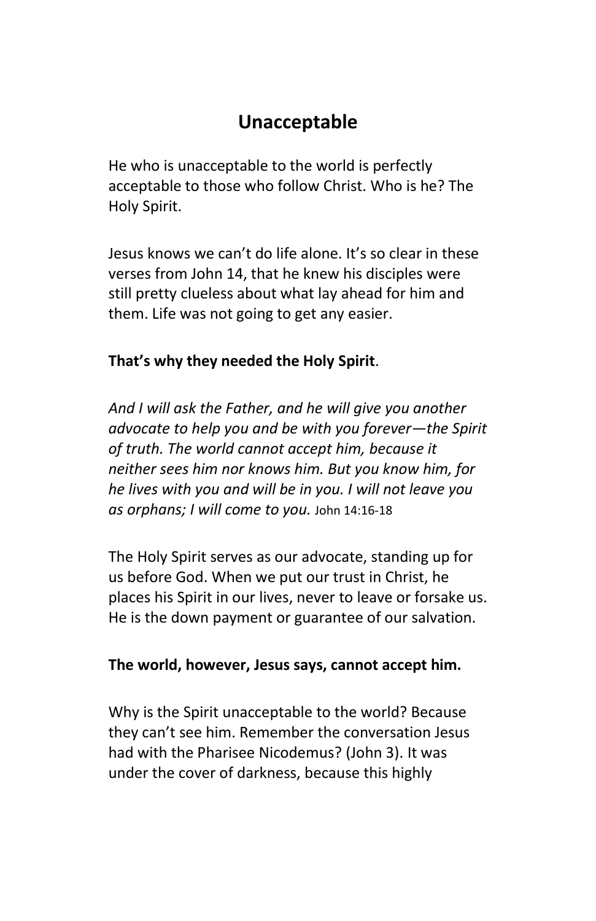## Unacceptable

He who is unacceptable to the world is perfectly acceptable to those who follow Christ. Who is he? The Holy Spirit.

Jesus knows we can't do life alone. It's so clear in these verses from John 14, that he knew his disciples were still pretty clueless about what lay ahead for him and them. Life was not going to get any easier.

**That's why they needed the Holy Spirit**.

*And I will ask the Father, and he will give you another advocate to help you and be with you forever—the Spirit of truth. The world cannot accept him, because it neither sees him nor knows him. But you know him, for he lives with you and will be in you. I will not leave you as orphans; I will come to you.* John 14:16-18

The Holy Spirit serves as our advocate, standing up for us before God. When we put our trust in Christ, he places his Spirit in our lives, never to leave or forsake us. He is the down payment or guarantee of our salvation.

**The world, however, Jesus says, cannot accept him.**

Why is the Spirit unacceptable to the world? Because they can't see him. Remember the conversation Jesus had with the Pharisee Nicodemus? (John 3). It was under the cover of darkness, because this highly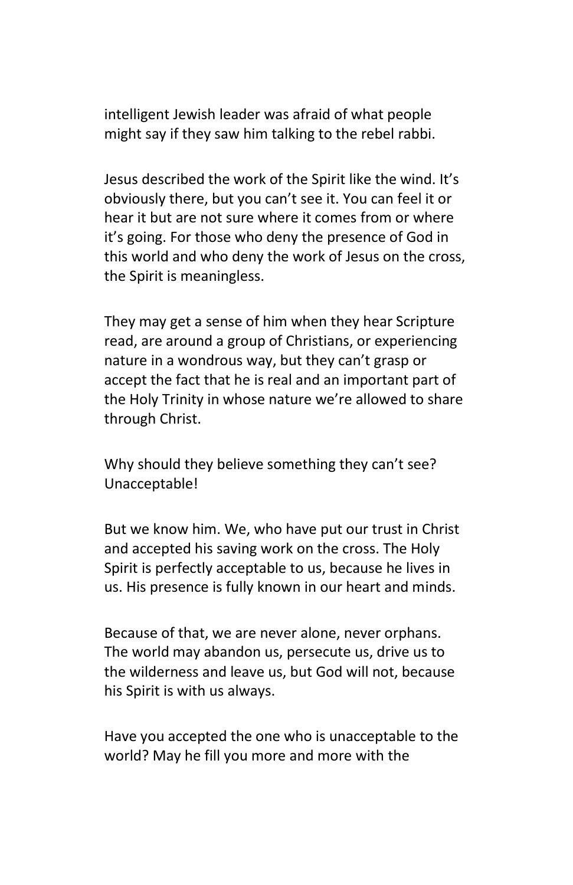intelligent Jewish leader was afraid of what people might say if they saw him talking to the rebel rabbi.

Jesus described the work of the Spirit like the wind. It's obviously there, but you can't see it. You can feel it or hear it but are not sure where it comes from or where it's going. For those who deny the presence of God in this world and who deny the work of Jesus on the cross, the Spirit is meaningless.

They may get a sense of him when they hear Scripture read, are around a group of Christians, or experiencing nature in a wondrous way, but they can't grasp or accept the fact that he is real and an important part of the Holy Trinity in whose nature we're allowed to share through Christ.

Why should they believe something they can't see? Unacceptable!

But we know him. We, who have put our trust in Christ and accepted his saving work on the cross. The Holy Spirit is perfectly acceptable to us, because he lives in us. His presence is fully known in our heart and minds.

Because of that, we are never alone, never orphans. The world may abandon us, persecute us, drive us to the wilderness and leave us, but God will not, because his Spirit is with us always.

Have you accepted the one who is unacceptable to the world? May he fill you more and more with the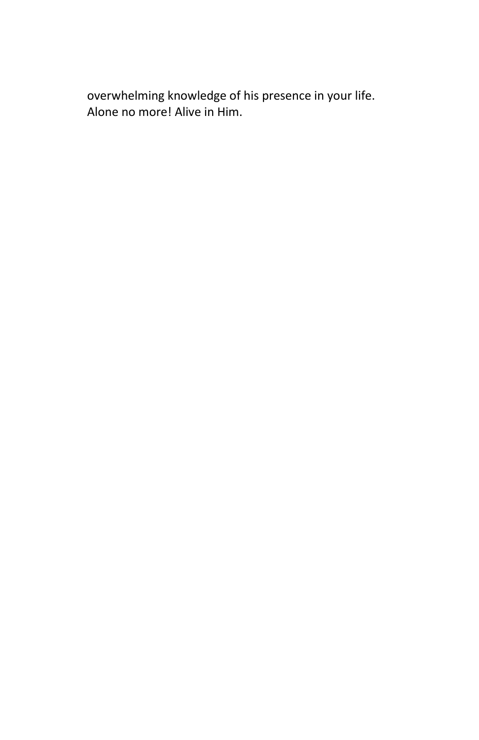overwhelming knowledge of his presence in your life. Alone no more! Alive in Him.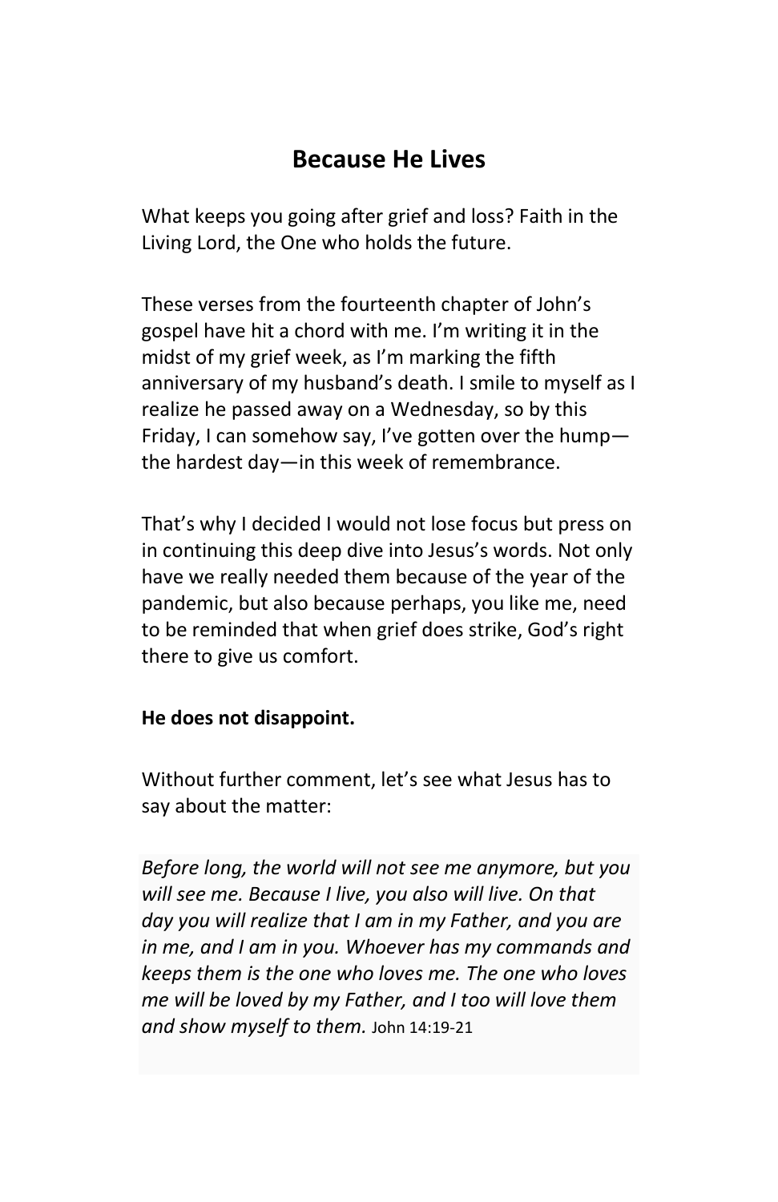## Because He Lives

What keeps you going after grief and loss? Faith in the Living Lord, the One who holds the future.

These verses from the fourteenth chapter of John's gospel have hit a chord with me. I'm writing it in the midst of my grief week, as I'm marking the fifth anniversary of my husband's death. I smile to myself as I realize he passed away on a Wednesday, so by this Friday, I can somehow say, I've gotten over the hump—the hardest day—in this week of remembrance.

That's why I decided I would not lose focus but press on in continuing this deep dive into Jesus's words. Not only have we really needed them because of the year of the pandemic, but also because perhaps, you like me, need to be reminded that when grief does strike, God's right there to give us comfort.

**He does not disappoint.**

Without further comment, let's see what Jesus has to say about the matter:

*Before long, the world will not see me anymore, but you will see me. Because I live, you also will live. On that day you will realize that I am in my Father, and you are in me, and I am in you. Whoever has my commands and keeps them is the one who loves me. The one who loves me will be loved by my Father, and I too will love them and show myself to them.* John 14:19-21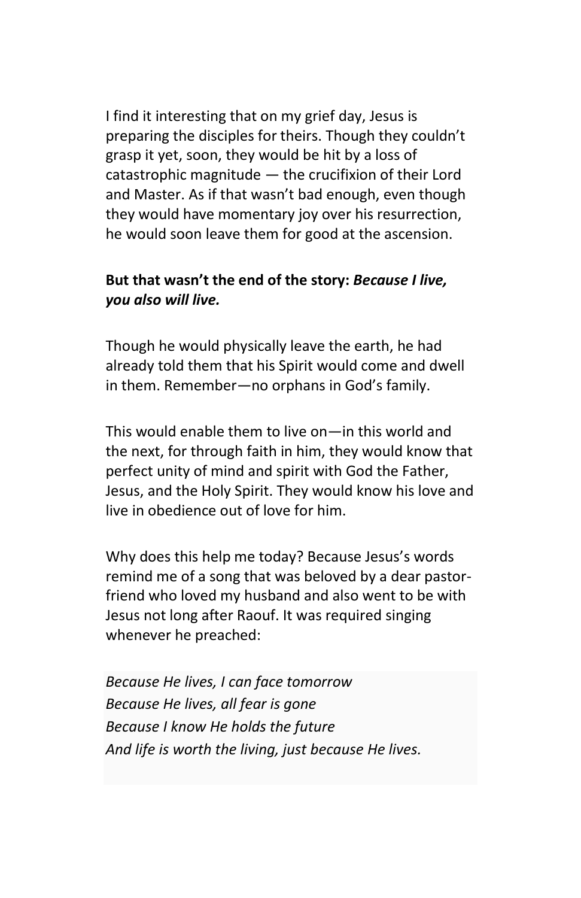I find it interesting that on my grief day, Jesus is preparing the disciples for theirs. Though they couldn't grasp it yet, soon, they would be hit by a loss of catastrophic magnitude — the crucifixion of their Lord and Master. As if that wasn't bad enough, even though they would have momentary joy over his resurrection, he would soon leave them for good at the ascension.

**But that wasn't the end of the story: *Because I live, you also will live.***

Though he would physically leave the earth, he had already told them that his Spirit would come and dwell in them. Remember—no orphans in God's family.

This would enable them to live on—in this world and the next, for through faith in him, they would know that perfect unity of mind and spirit with God the Father, Jesus, and the Holy Spirit. They would know his love and live in obedience out of love for him.

Why does this help me today? Because Jesus's words remind me of a song that was beloved by a dear pastor-friend who loved my husband and also went to be with Jesus not long after Raouf. It was required singing whenever he preached:

*Because He lives, I can face tomorrow*
*Because He lives, all fear is gone*
*Because I know He holds the future*
*And life is worth the living, just because He lives.*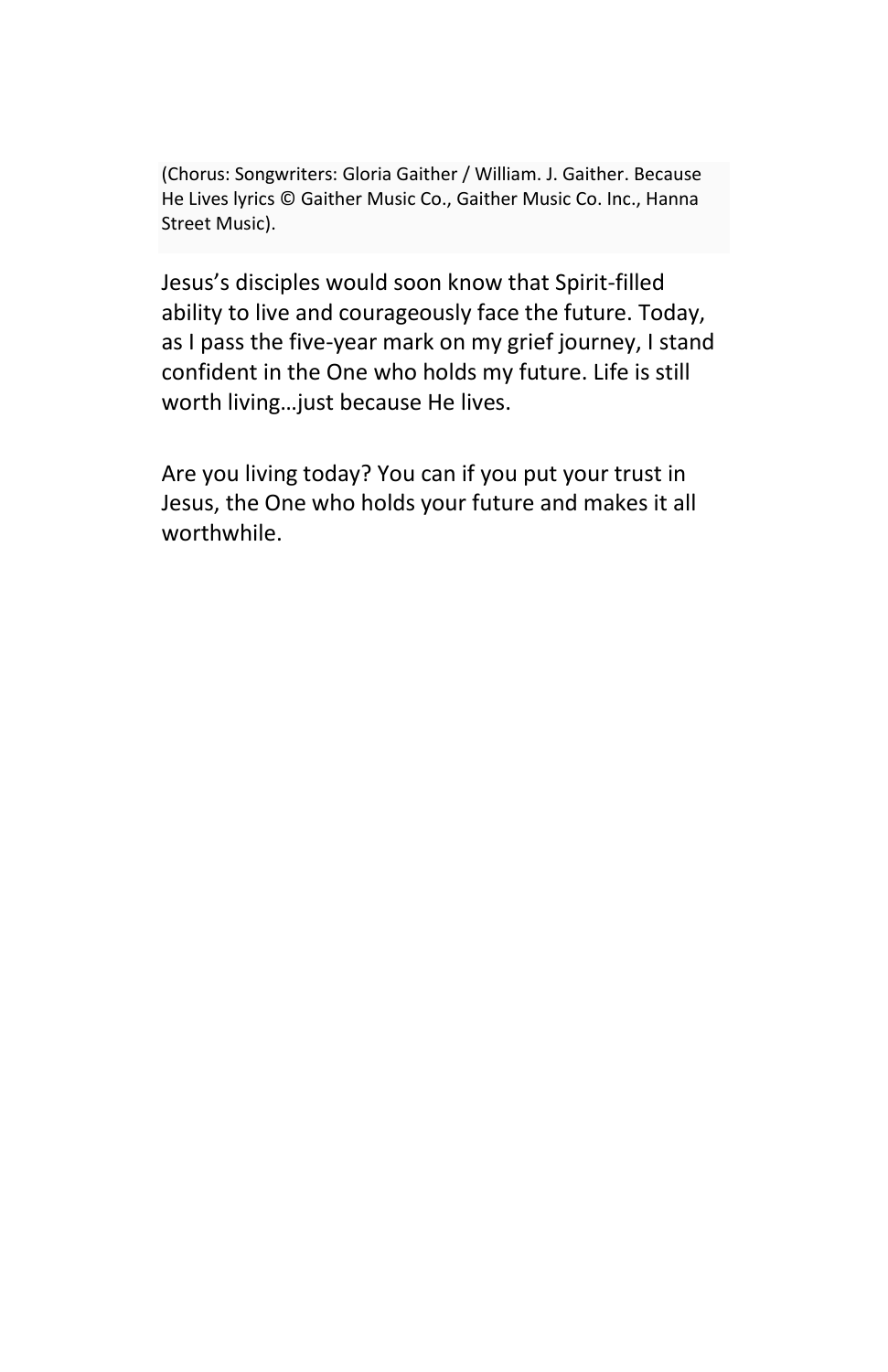(Chorus: Songwriters: Gloria Gaither / William. J. Gaither. Because He Lives lyrics © Gaither Music Co., Gaither Music Co. Inc., Hanna Street Music).

Jesus's disciples would soon know that Spirit-filled ability to live and courageously face the future. Today, as I pass the five-year mark on my grief journey, I stand confident in the One who holds my future. Life is still worth living…just because He lives.

Are you living today? You can if you put your trust in Jesus, the One who holds your future and makes it all worthwhile.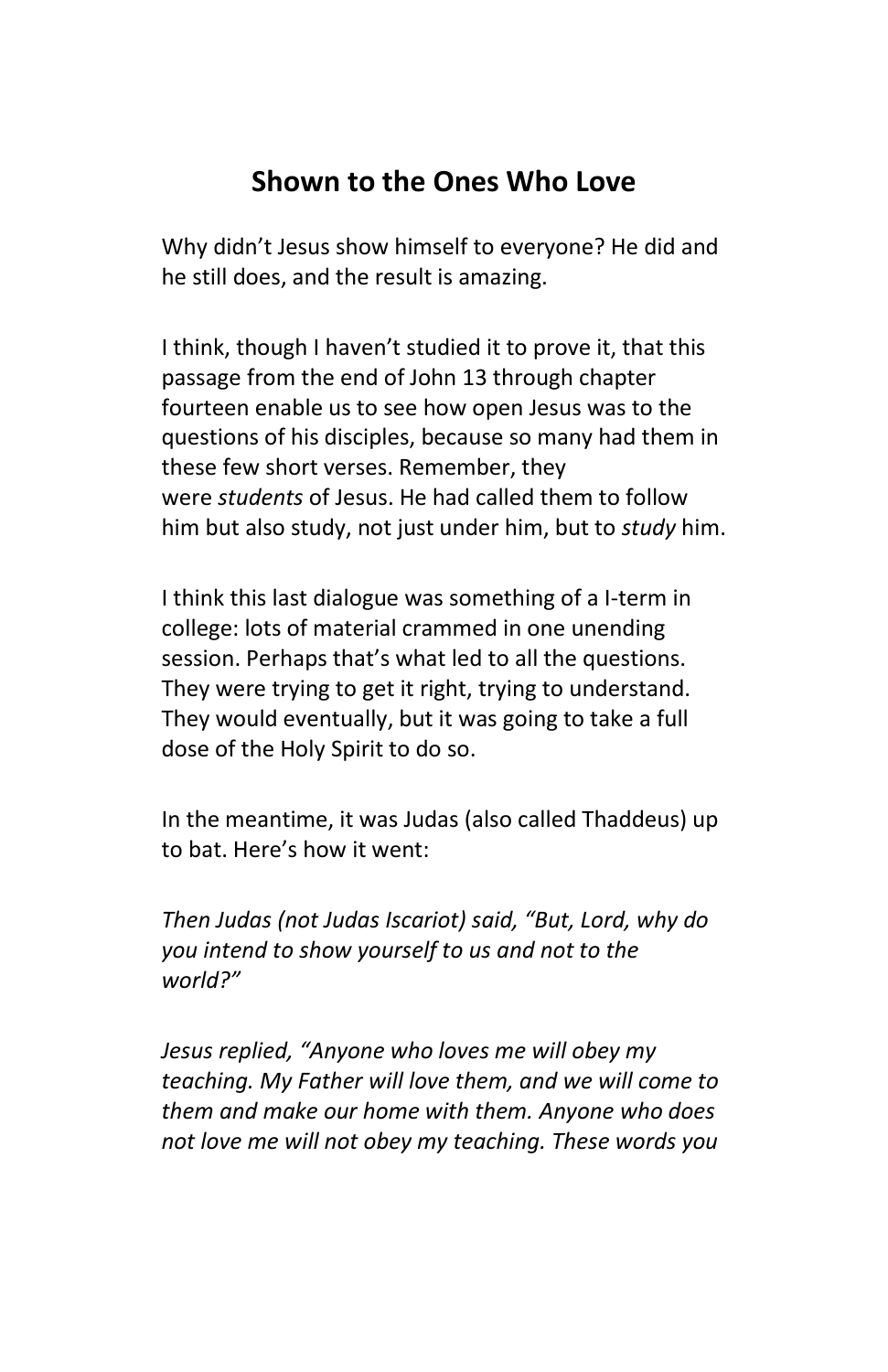## Shown to the Ones Who Love

Why didn't Jesus show himself to everyone? He did and he still does, and the result is amazing.

I think, though I haven't studied it to prove it, that this passage from the end of John 13 through chapter fourteen enable us to see how open Jesus was to the questions of his disciples, because so many had them in these few short verses. Remember, they were *students* of Jesus. He had called them to follow him but also study, not just under him, but to *study* him.

I think this last dialogue was something of a I-term in college: lots of material crammed in one unending session. Perhaps that's what led to all the questions. They were trying to get it right, trying to understand. They would eventually, but it was going to take a full dose of the Holy Spirit to do so.

In the meantime, it was Judas (also called Thaddeus) up to bat. Here's how it went:

*Then Judas (not Judas Iscariot) said, "But, Lord, why do you intend to show yourself to us and not to the world?"*

*Jesus replied, "Anyone who loves me will obey my teaching. My Father will love them, and we will come to them and make our home with them. Anyone who does not love me will not obey my teaching. These words you*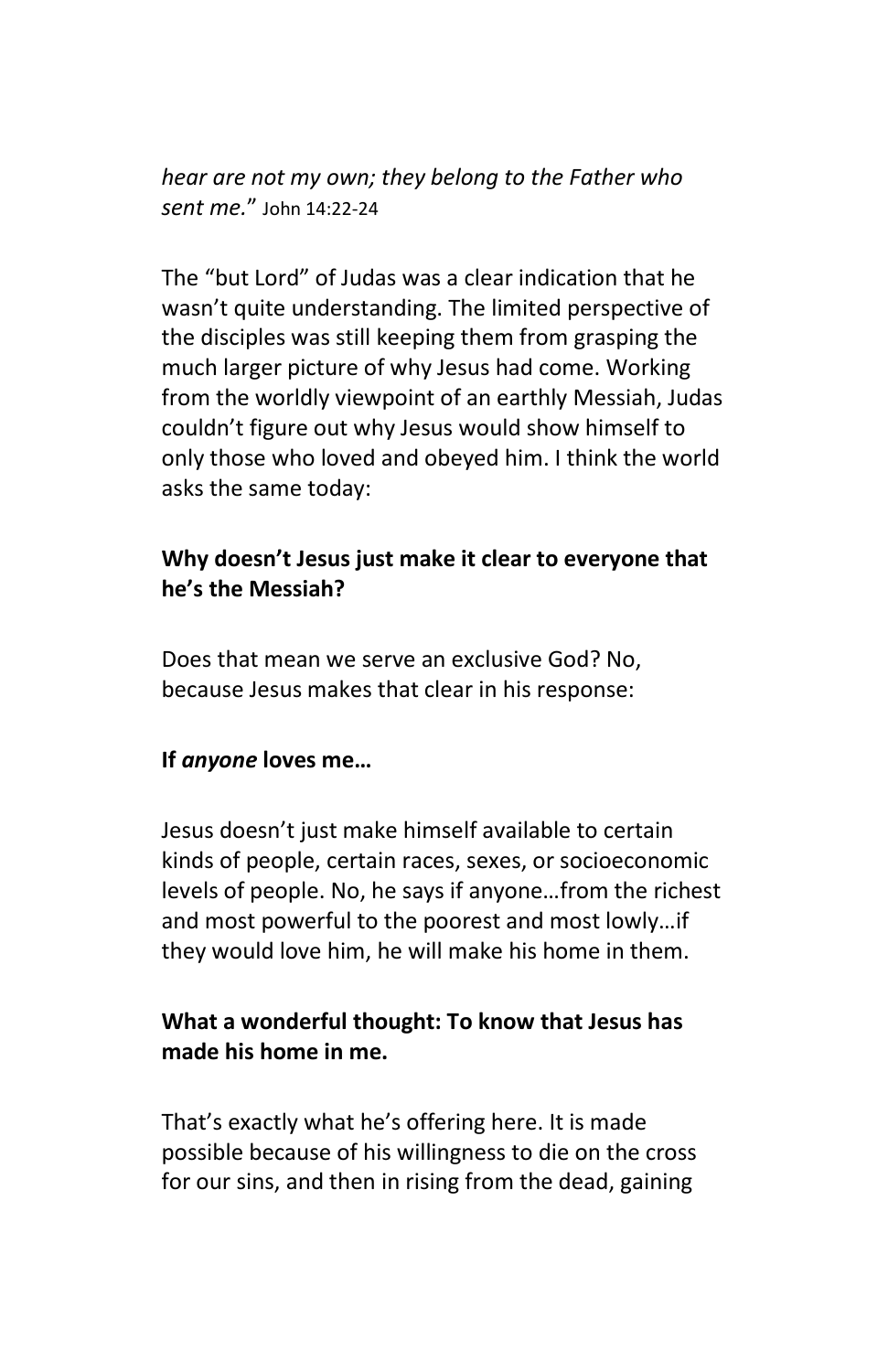*hear are not my own; they belong to the Father who sent me.*" John 14:22-24

The "but Lord" of Judas was a clear indication that he wasn't quite understanding. The limited perspective of the disciples was still keeping them from grasping the much larger picture of why Jesus had come. Working from the worldly viewpoint of an earthly Messiah, Judas couldn't figure out why Jesus would show himself to only those who loved and obeyed him. I think the world asks the same today:

**Why doesn't Jesus just make it clear to everyone that he's the Messiah?**

Does that mean we serve an exclusive God? No, because Jesus makes that clear in his response:

**If *anyone* loves me…**

Jesus doesn't just make himself available to certain kinds of people, certain races, sexes, or socioeconomic levels of people. No, he says if anyone…from the richest and most powerful to the poorest and most lowly…if they would love him, he will make his home in them.

**What a wonderful thought: To know that Jesus has made his home in me.**

That's exactly what he's offering here. It is made possible because of his willingness to die on the cross for our sins, and then in rising from the dead, gaining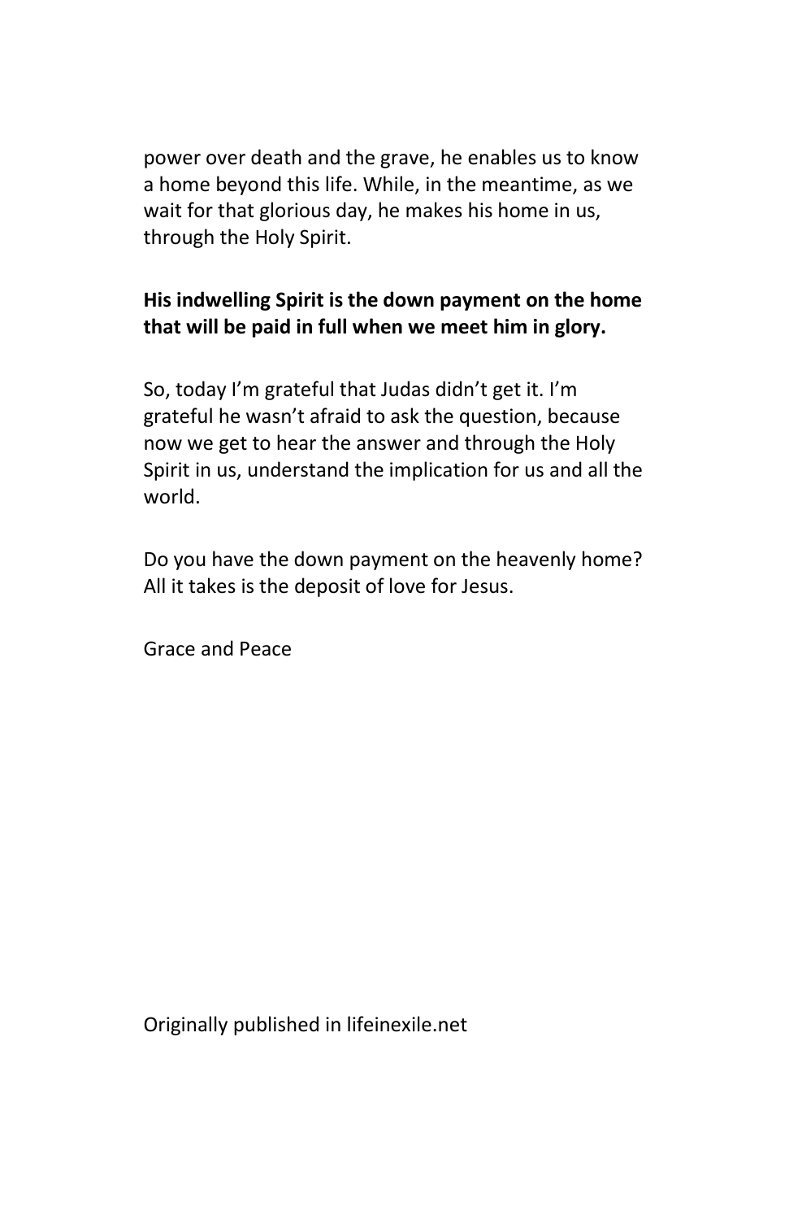power over death and the grave, he enables us to know a home beyond this life. While, in the meantime, as we wait for that glorious day, he makes his home in us, through the Holy Spirit.

**His indwelling Spirit is the down payment on the home that will be paid in full when we meet him in glory.**

So, today I'm grateful that Judas didn't get it. I'm grateful he wasn't afraid to ask the question, because now we get to hear the answer and through the Holy Spirit in us, understand the implication for us and all the world.

Do you have the down payment on the heavenly home? All it takes is the deposit of love for Jesus.

Grace and Peace

Originally published in lifeinexile.net